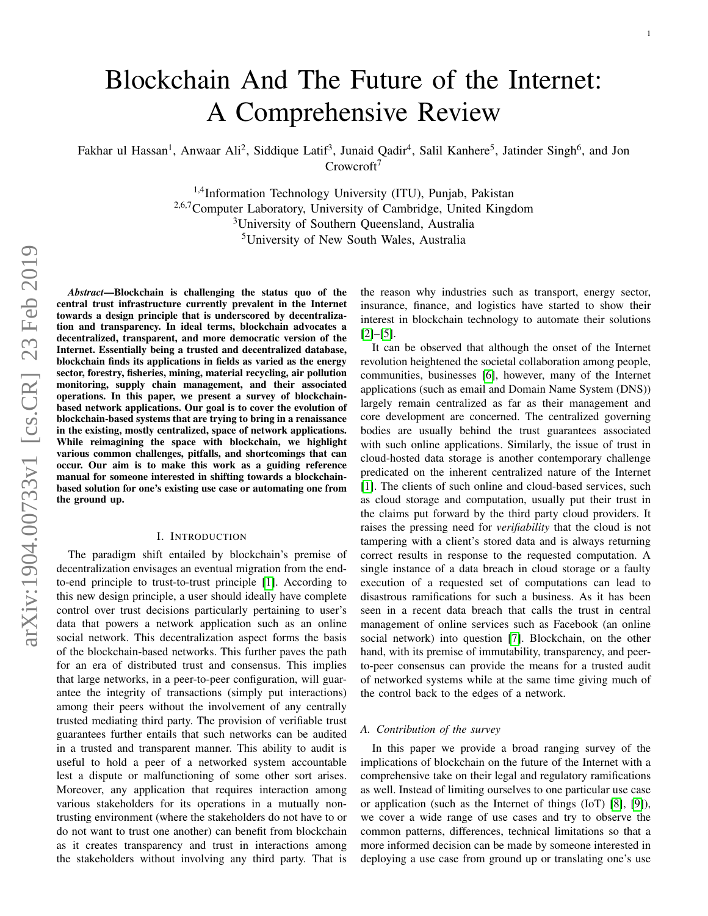# Blockchain And The Future of the Internet: A Comprehensive Review

Fakhar ul Hassan[1], Anwaar Ali[2], Siddique Latif[3], Junaid Qadir[4], Salil Kanhere[5], Jatinder Singh[6], and Jon Crowcroft[7]

[1,4]Information Technology University (ITU), Punjab, Pakistan
[2,6,7]Computer Laboratory, University of Cambridge, United Kingdom
[3]University of Southern Queensland, Australia
[5]University of New South Wales, Australia

***Abstract*—Blockchain is challenging the status quo of the central trust infrastructure currently prevalent in the Internet towards a design principle that is underscored by decentralization and transparency. In ideal terms, blockchain advocates a decentralized, transparent, and more democratic version of the Internet. Essentially being a trusted and decentralized database, blockchain finds its applications in fields as varied as the energy sector, forestry, fisheries, mining, material recycling, air pollution monitoring, supply chain management, and their associated operations. In this paper, we present a survey of blockchain-based network applications. Our goal is to cover the evolution of blockchain-based systems that are trying to bring in a renaissance in the existing, mostly centralized, space of network applications. While reimagining the space with blockchain, we highlight various common challenges, pitfalls, and shortcomings that can occur. Our aim is to make this work as a guiding reference manual for someone interested in shifting towards a blockchain-based solution for one's existing use case or automating one from the ground up.**

## I. Introduction

The paradigm shift entailed by blockchain's premise of decentralization envisages an eventual migration from the end-to-end principle to trust-to-trust principle [1]. According to this new design principle, a user should ideally have complete control over trust decisions particularly pertaining to user's data that powers a network application such as an online social network. This decentralization aspect forms the basis of the blockchain-based networks. This further paves the path for an era of distributed trust and consensus. This implies that large networks, in a peer-to-peer configuration, will guarantee the integrity of transactions (simply put interactions) among their peers without the involvement of any centrally trusted mediating third party. The provision of verifiable trust guarantees further entails that such networks can be audited in a trusted and transparent manner. This ability to audit is useful to hold a peer of a networked system accountable lest a dispute or malfunctioning of some other sort arises. Moreover, any application that requires interaction among various stakeholders for its operations in a mutually non-trusting environment (where the stakeholders do not have to or do not want to trust one another) can benefit from blockchain as it creates transparency and trust in interactions among the stakeholders without involving any third party. That is the reason why industries such as transport, energy sector, insurance, finance, and logistics have started to show their interest in blockchain technology to automate their solutions [2]–[5].

It can be observed that although the onset of the Internet revolution heightened the societal collaboration among people, communities, businesses [6], however, many of the Internet applications (such as email and Domain Name System (DNS)) largely remain centralized as far as their management and core development are concerned. The centralized governing bodies are usually behind the trust guarantees associated with such online applications. Similarly, the issue of trust in cloud-hosted data storage is another contemporary challenge predicated on the inherent centralized nature of the Internet [1]. The clients of such online and cloud-based services, such as cloud storage and computation, usually put their trust in the claims put forward by the third party cloud providers. It raises the pressing need for *verifiability* that the cloud is not tampering with a client's stored data and is always returning correct results in response to the requested computation. A single instance of a data breach in cloud storage or a faulty execution of a requested set of computations can lead to disastrous ramifications for such a business. As it has been seen in a recent data breach that calls the trust in central management of online services such as Facebook (an online social network) into question [7]. Blockchain, on the other hand, with its premise of immutability, transparency, and peer-to-peer consensus can provide the means for a trusted audit of networked systems while at the same time giving much of the control back to the edges of a network.

### A. Contribution of the survey

In this paper we provide a broad ranging survey of the implications of blockchain on the future of the Internet with a comprehensive take on their legal and regulatory ramifications as well. Instead of limiting ourselves to one particular use case or application (such as the Internet of things (IoT) [8], [9]), we cover a wide range of use cases and try to observe the common patterns, differences, technical limitations so that a more informed decision can be made by someone interested in deploying a use case from ground up or translating one's use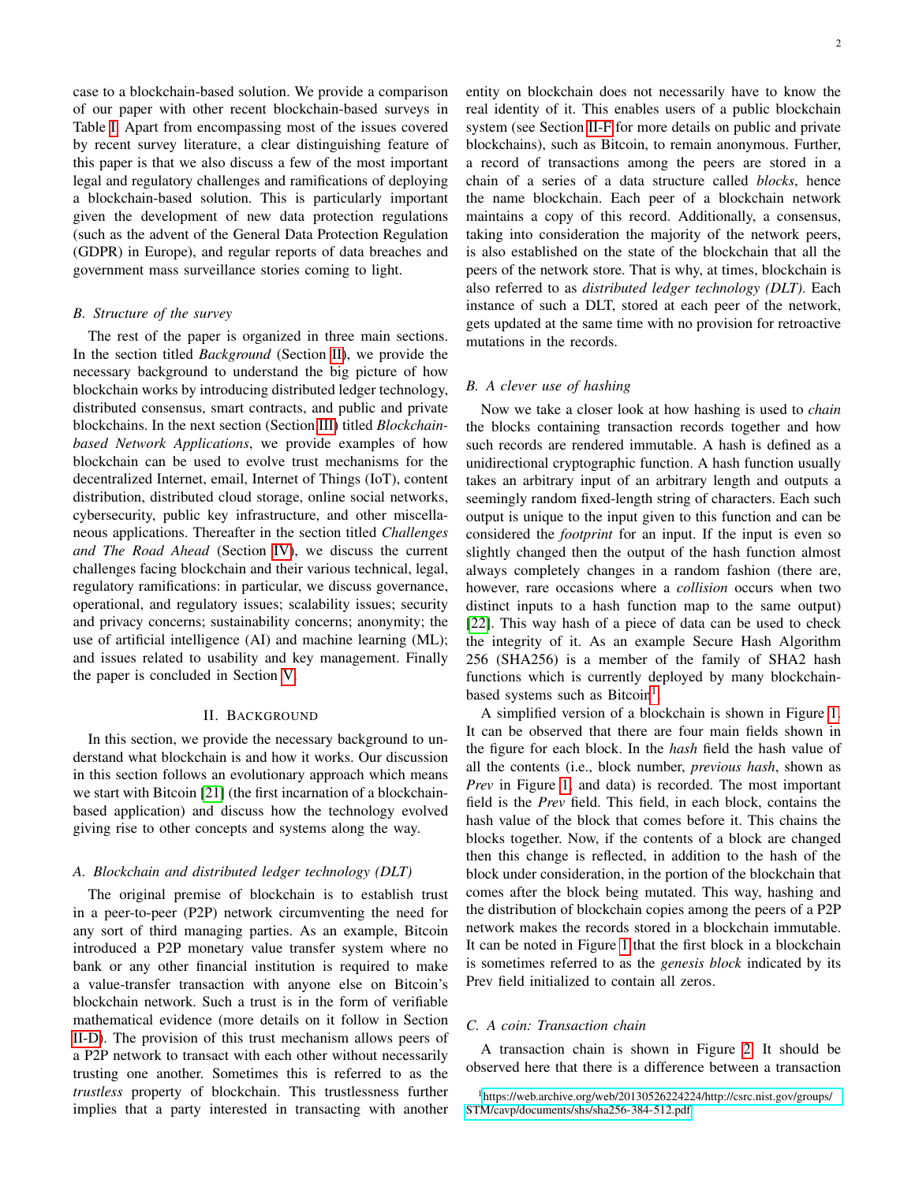case to a blockchain-based solution. We provide a comparison of our paper with other recent blockchain-based surveys in Table I. Apart from encompassing most of the issues covered by recent survey literature, a clear distinguishing feature of this paper is that we also discuss a few of the most important legal and regulatory challenges and ramifications of deploying a blockchain-based solution. This is particularly important given the development of new data protection regulations (such as the advent of the General Data Protection Regulation (GDPR) in Europe), and regular reports of data breaches and government mass surveillance stories coming to light.

### B. Structure of the survey

The rest of the paper is organized in three main sections. In the section titled *Background* (Section II), we provide the necessary background to understand the big picture of how blockchain works by introducing distributed ledger technology, distributed consensus, smart contracts, and public and private blockchains. In the next section (Section III) titled *Blockchain-based Network Applications*, we provide examples of how blockchain can be used to evolve trust mechanisms for the decentralized Internet, email, Internet of Things (IoT), content distribution, distributed cloud storage, online social networks, cybersecurity, public key infrastructure, and other miscellaneous applications. Thereafter in the section titled *Challenges and The Road Ahead* (Section IV), we discuss the current challenges facing blockchain and their various technical, legal, regulatory ramifications: in particular, we discuss governance, operational, and regulatory issues; scalability issues; security and privacy concerns; sustainability concerns; anonymity; the use of artificial intelligence (AI) and machine learning (ML); and issues related to usability and key management. Finally the paper is concluded in Section V.

## II. Background

In this section, we provide the necessary background to understand what blockchain is and how it works. Our discussion in this section follows an evolutionary approach which means we start with Bitcoin [21] (the first incarnation of a blockchain-based application) and discuss how the technology evolved giving rise to other concepts and systems along the way.

### A. Blockchain and distributed ledger technology (DLT)

The original premise of blockchain is to establish trust in a peer-to-peer (P2P) network circumventing the need for any sort of third managing parties. As an example, Bitcoin introduced a P2P monetary value transfer system where no bank or any other financial institution is required to make a value-transfer transaction with anyone else on Bitcoin's blockchain network. Such a trust is in the form of verifiable mathematical evidence (more details on it follow in Section II-D). The provision of this trust mechanism allows peers of a P2P network to transact with each other without necessarily trusting one another. Sometimes this is referred to as the *trustless* property of blockchain. This trustlessness further implies that a party interested in transacting with another entity on blockchain does not necessarily have to know the real identity of it. This enables users of a public blockchain system (see Section II-F for more details on public and private blockchains), such as Bitcoin, to remain anonymous. Further, a record of transactions among the peers are stored in a chain of a series of a data structure called *blocks*, hence the name blockchain. Each peer of a blockchain network maintains a copy of this record. Additionally, a consensus, taking into consideration the majority of the network peers, is also established on the state of the blockchain that all the peers of the network store. That is why, at times, blockchain is also referred to as *distributed ledger technology (DLT)*. Each instance of such a DLT, stored at each peer of the network, gets updated at the same time with no provision for retroactive mutations in the records.

### B. A clever use of hashing

Now we take a closer look at how hashing is used to *chain* the blocks containing transaction records together and how such records are rendered immutable. A hash is defined as a unidirectional cryptographic function. A hash function usually takes an arbitrary input of an arbitrary length and outputs a seemingly random fixed-length string of characters. Each such output is unique to the input given to this function and can be considered the *footprint* for an input. If the input is even so slightly changed then the output of the hash function almost always completely changes in a random fashion (there are, however, rare occasions where a *collision* occurs when two distinct inputs to a hash function map to the same output) [22]. This way hash of a piece of data can be used to check the integrity of it. As an example Secure Hash Algorithm 256 (SHA256) is a member of the family of SHA2 hash functions which is currently deployed by many blockchain-based systems such as Bitcoin[1].

A simplified version of a blockchain is shown in Figure 1. It can be observed that there are four main fields shown in the figure for each block. In the *hash* field the hash value of all the contents (i.e., block number, *previous hash*, shown as *Prev* in Figure 1, and data) is recorded. The most important field is the *Prev* field. This field, in each block, contains the hash value of the block that comes before it. This chains the blocks together. Now, if the contents of a block are changed then this change is reflected, in addition to the hash of the block under consideration, in the portion of the blockchain that comes after the block being mutated. This way, hashing and the distribution of blockchain copies among the peers of a P2P network makes the records stored in a blockchain immutable. It can be noted in Figure 1 that the first block in a blockchain is sometimes referred to as the *genesis block* indicated by its Prev field initialized to contain all zeros.

### C. A coin: Transaction chain

A transaction chain is shown in Figure 2. It should be observed here that there is a difference between a transaction

[1] https://web.archive.org/web/20130526224224/http://csrc.nist.gov/groups/STM/cavp/documents/shs/sha256-384-512.pdf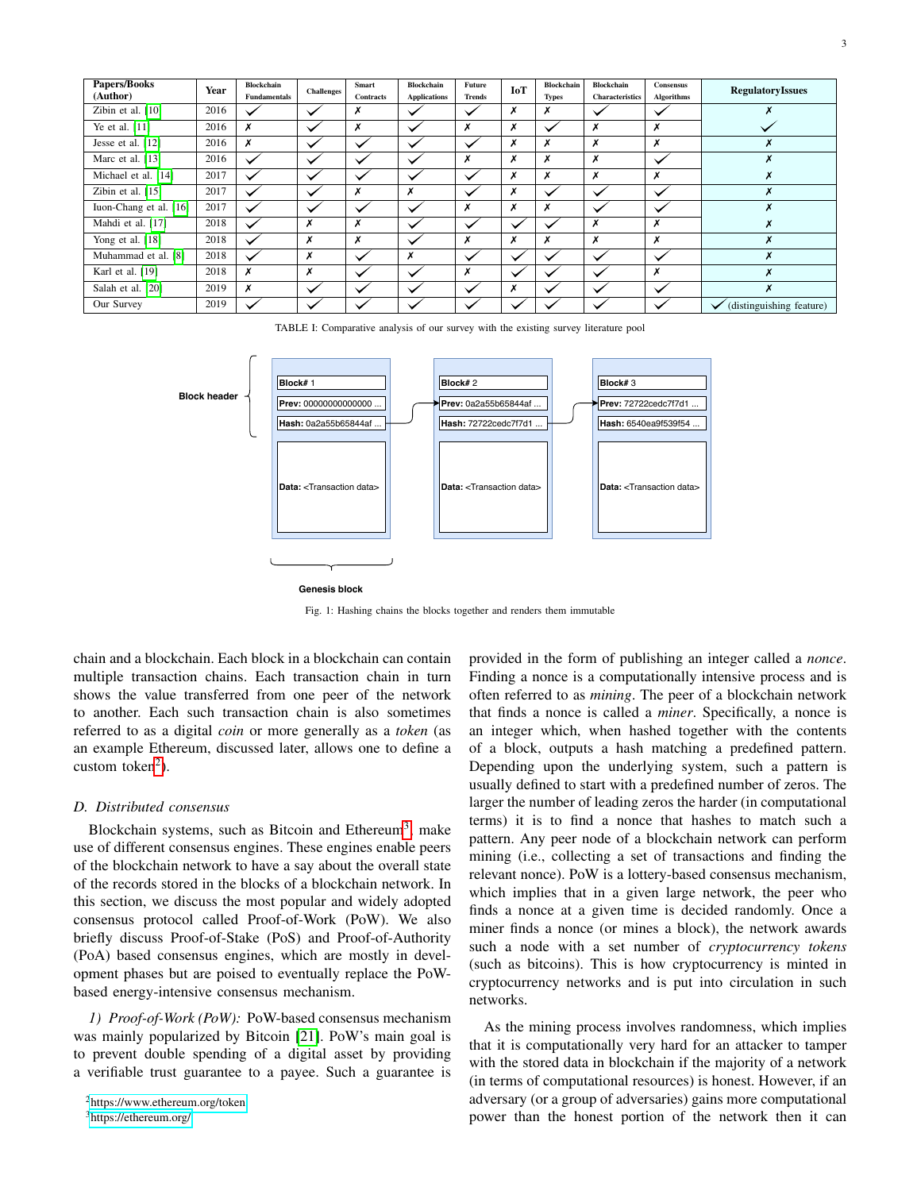| Papers/Books (Author) | Year | Blockchain Fundamentals | Challenges | Smart Contracts | Blockchain Applications | Future Trends | IoT | Blockchain Types | Blockchain Characteristics | Consensus Algorithms | RegulatoryIssues |
|---|---|---|---|---|---|---|---|---|---|---|---|
| Zibin et al. [10] | 2016 | ✓ | ✓ | ✗ | ✓ | ✓ | ✗ | ✗ | ✓ | ✓ | ✗ |
| Ye et al. [11] | 2016 | ✗ | ✓ | ✗ | ✓ | ✗ | ✗ | ✓ | ✗ | ✗ | ✓ |
| Jesse et al. [12] | 2016 | ✗ | ✓ | ✓ | ✓ | ✓ | ✗ | ✗ | ✗ | ✗ | ✗ |
| Marc et al. [13] | 2016 | ✓ | ✓ | ✓ | ✓ | ✗ | ✗ | ✗ | ✗ | ✓ | ✗ |
| Michael et al. [14] | 2017 | ✓ | ✓ | ✓ | ✓ | ✓ | ✗ | ✗ | ✗ | ✗ | ✗ |
| Zibin et al. [15] | 2017 | ✓ | ✓ | ✗ | ✗ | ✓ | ✗ | ✓ | ✓ | ✓ | ✗ |
| Iuon-Chang et al. [16] | 2017 | ✓ | ✓ | ✓ | ✓ | ✗ | ✗ | ✗ | ✓ | ✓ | ✗ |
| Mahdi et al. [17] | 2018 | ✓ | ✗ | ✗ | ✓ | ✓ | ✓ | ✓ | ✗ | ✗ | ✗ |
| Yong et al. [18] | 2018 | ✓ | ✗ | ✗ | ✓ | ✗ | ✗ | ✗ | ✗ | ✗ | ✗ |
| Muhammad et al. [8] | 2018 | ✓ | ✗ | ✓ | ✗ | ✓ | ✓ | ✓ | ✓ | ✓ | ✗ |
| Karl et al. [19] | 2018 | ✗ | ✗ | ✓ | ✓ | ✗ | ✓ | ✓ | ✓ | ✗ | ✗ |
| Salah et al. [20] | 2019 | ✗ | ✓ | ✓ | ✓ | ✓ | ✗ | ✓ | ✓ | ✓ | ✗ |
| Our Survey | 2019 | ✓ | ✓ | ✓ | ✓ | ✓ | ✓ | ✓ | ✓ | ✓ | ✓ (distinguishing feature) |

TABLE I: Comparative analysis of our survey with the existing survey literature pool

Fig. 1: Hashing chains the blocks together and renders them immutable

chain and a blockchain. Each block in a blockchain can contain multiple transaction chains. Each transaction chain in turn shows the value transferred from one peer of the network to another. Each such transaction chain is also sometimes referred to as a digital *coin* or more generally as a *token* (as an example Ethereum, discussed later, allows one to define a custom token[2]).

### D. Distributed consensus

Blockchain systems, such as Bitcoin and Ethereum[3], make use of different consensus engines. These engines enable peers of the blockchain network to have a say about the overall state of the records stored in the blocks of a blockchain network. In this section, we discuss the most popular and widely adopted consensus protocol called Proof-of-Work (PoW). We also briefly discuss Proof-of-Stake (PoS) and Proof-of-Authority (PoA) based consensus engines, which are mostly in development phases but are poised to eventually replace the PoW-based energy-intensive consensus mechanism.

*1) Proof-of-Work (PoW):* PoW-based consensus mechanism was mainly popularized by Bitcoin [21]. PoW's main goal is to prevent double spending of a digital asset by providing a verifiable trust guarantee to a payee. Such a guarantee is provided in the form of publishing an integer called a *nonce*. Finding a nonce is a computationally intensive process and is often referred to as *mining*. The peer of a blockchain network that finds a nonce is called a *miner*. Specifically, a nonce is an integer which, when hashed together with the contents of a block, outputs a hash matching a predefined pattern. Depending upon the underlying system, such a pattern is usually defined to start with a predefined number of zeros. The larger the number of leading zeros the harder (in computational terms) it is to find a nonce that hashes to match such a pattern. Any peer node of a blockchain network can perform mining (i.e., collecting a set of transactions and finding the relevant nonce). PoW is a lottery-based consensus mechanism, which implies that in a given large network, the peer who finds a nonce at a given time is decided randomly. Once a miner finds a nonce (or mines a block), the network awards such a node with a set number of *cryptocurrency tokens* (such as bitcoins). This is how cryptocurrency is minted in cryptocurrency networks and is put into circulation in such networks.

As the mining process involves randomness, which implies that it is computationally very hard for an attacker to tamper with the stored data in blockchain if the majority of a network (in terms of computational resources) is honest. However, if an adversary (or a group of adversaries) gains more computational power than the honest portion of the network then it can

[2] https://www.ethereum.org/token

[3] https://ethereum.org/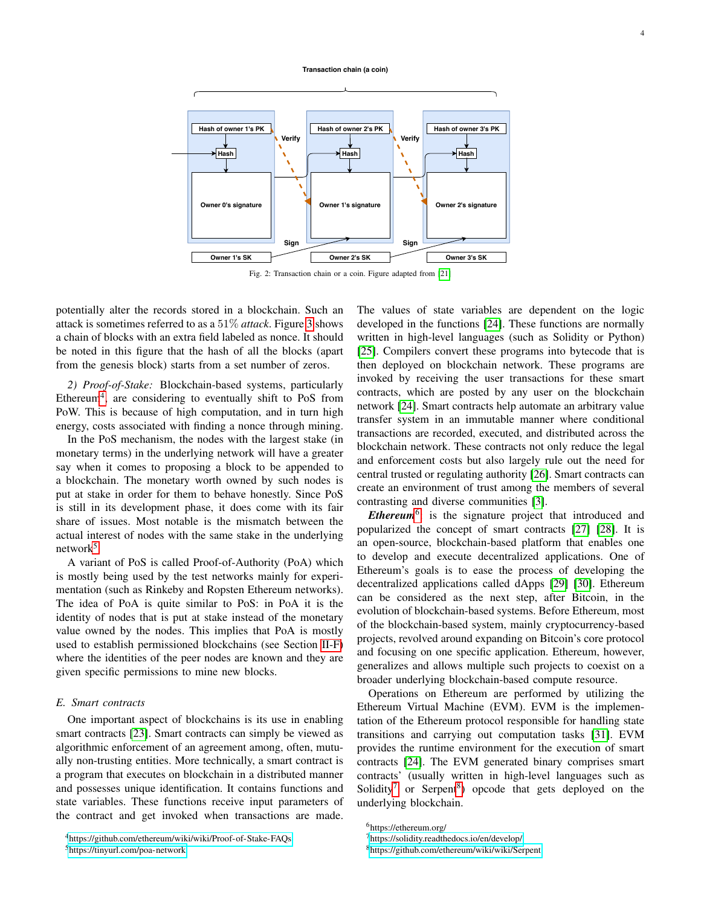Fig. 2: Transaction chain or a coin. Figure adapted from [21]

potentially alter the records stored in a blockchain. Such an attack is sometimes referred to as a 51% *attack*. Figure 3 shows a chain of blocks with an extra field labeled as nonce. It should be noted in this figure that the hash of all the blocks (apart from the genesis block) starts from a set number of zeros.

*2) Proof-of-Stake:* Blockchain-based systems, particularly Ethereum[4], are considering to eventually shift to PoS from PoW. This is because of high computation, and in turn high energy, costs associated with finding a nonce through mining.

In the PoS mechanism, the nodes with the largest stake (in monetary terms) in the underlying network will have a greater say when it comes to proposing a block to be appended to a blockchain. The monetary worth owned by such nodes is put at stake in order for them to behave honestly. Since PoS is still in its development phase, it does come with its fair share of issues. Most notable is the mismatch between the actual interest of nodes with the same stake in the underlying network[5].

A variant of PoS is called Proof-of-Authority (PoA) which is mostly being used by the test networks mainly for experimentation (such as Rinkeby and Ropsten Ethereum networks). The idea of PoA is quite similar to PoS: in PoA it is the identity of nodes that is put at stake instead of the monetary value owned by the nodes. This implies that PoA is mostly used to establish permissioned blockchains (see Section II-F) where the identities of the peer nodes are known and they are given specific permissions to mine new blocks.

### E. Smart contracts

One important aspect of blockchains is its use in enabling smart contracts [23]. Smart contracts can simply be viewed as algorithmic enforcement of an agreement among, often, mutually non-trusting entities. More technically, a smart contract is a program that executes on blockchain in a distributed manner and possesses unique identification. It contains functions and state variables. These functions receive input parameters of the contract and get invoked when transactions are made. The values of state variables are dependent on the logic developed in the functions [24]. These functions are normally written in high-level languages (such as Solidity or Python) [25]. Compilers convert these programs into bytecode that is then deployed on blockchain network. These programs are invoked by receiving the user transactions for these smart contracts, which are posted by any user on the blockchain network [24]. Smart contracts help automate an arbitrary value transfer system in an immutable manner where conditional transactions are recorded, executed, and distributed across the blockchain network. These contracts not only reduce the legal and enforcement costs but also largely rule out the need for central trusted or regulating authority [26]. Smart contracts can create an environment of trust among the members of several contrasting and diverse communities [3].

***Ethereum***[6] is the signature project that introduced and popularized the concept of smart contracts [27] [28]. It is an open-source, blockchain-based platform that enables one to develop and execute decentralized applications. One of Ethereum's goals is to ease the process of developing the decentralized applications called dApps [29] [30]. Ethereum can be considered as the next step, after Bitcoin, in the evolution of blockchain-based systems. Before Ethereum, most of the blockchain-based system, mainly cryptocurrency-based projects, revolved around expanding on Bitcoin's core protocol and focusing on one specific application. Ethereum, however, generalizes and allows multiple such projects to coexist on a broader underlying blockchain-based compute resource.

Operations on Ethereum are performed by utilizing the Ethereum Virtual Machine (EVM). EVM is the implementation of the Ethereum protocol responsible for handling state transitions and carrying out computation tasks [31]. EVM provides the runtime environment for the execution of smart contracts [24]. The EVM generated binary comprises smart contracts' (usually written in high-level languages such as Solidity[7] or Serpent[8]) opcode that gets deployed on the underlying blockchain.

[4] https://github.com/ethereum/wiki/wiki/Proof-of-Stake-FAQs

[5] https://tinyurl.com/poa-network

[6] https://ethereum.org/

[7] https://solidity.readthedocs.io/en/develop/

[8] https://github.com/ethereum/wiki/wiki/Serpent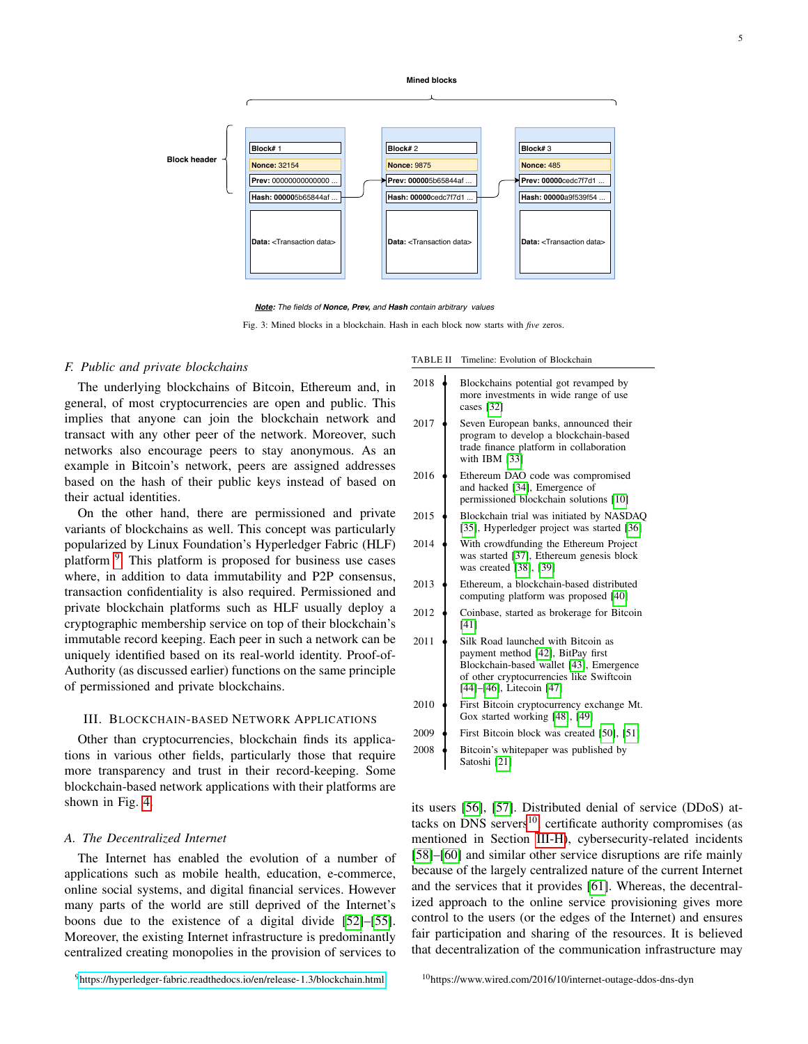Mined blocks

Block header

| Block# 1 | Block# 2 | Block# 3 |
|---|---|---|
| Nonce: 32154 | Nonce: 9875 | Nonce: 485 |
| Prev: 00000000000000 ... | Prev: 000005b65844af ... | Prev: 00000cedc7f7d1 ... |
| Hash: 000005b65844af ... | Hash: 00000cedc7f7d1 ... | Hash: 00000a9f539f54 ... |
| Data: <Transaction data> | Data: <Transaction data> | Data: <Transaction data> |

***Note**: The fields of **Nonce, Prev,** and **Hash** contain arbitrary values*

Fig. 3: Mined blocks in a blockchain. Hash in each block now starts with *five* zeros.

### F. Public and private blockchains

The underlying blockchains of Bitcoin, Ethereum and, in general, of most cryptocurrencies are open and public. This implies that anyone can join the blockchain network and transact with any other peer of the network. Moreover, such networks also encourage peers to stay anonymous. As an example in Bitcoin's network, peers are assigned addresses based on the hash of their public keys instead of based on their actual identities.

On the other hand, there are permissioned and private variants of blockchains as well. This concept was particularly popularized by Linux Foundation's Hyperledger Fabric (HLF) platform [9]. This platform is proposed for business use cases where, in addition to data immutability and P2P consensus, transaction confidentiality is also required. Permissioned and private blockchain platforms such as HLF usually deploy a cryptographic membership service on top of their blockchain's immutable record keeping. Each peer in such a network can be uniquely identified based on its real-world identity. Proof-of-Authority (as discussed earlier) functions on the same principle of permissioned and private blockchains.

TABLE II Timeline: Evolution of Blockchain

| Year | Event |
|---|---|
| 2018 | Blockchains potential got revamped by more investments in wide range of use cases [32] |
| 2017 | Seven European banks, announced their program to develop a blockchain-based trade finance platform in collaboration with IBM [33] |
| 2016 | Ethereum DAO code was compromised and hacked [34], Emergence of permissioned blockchain solutions [10] |
| 2015 | Blockchain trial was initiated by NASDAQ [35], Hyperledger project was started [36] |
| 2014 | With crowdfunding the Ethereum Project was started [37], Ethereum genesis block was created [38], [39] |
| 2013 | Ethereum, a blockchain-based distributed computing platform was proposed [40] |
| 2012 | Coinbase, started as brokerage for Bitcoin [41] |
| 2011 | Silk Road launched with Bitcoin as payment method [42], BitPay first Blockchain-based wallet [43], Emergence of other cryptocurrencies like Swiftcoin [44]–[46], Litecoin [47] |
| 2010 | First Bitcoin cryptocurrency exchange Mt. Gox started working [48], [49] |
| 2009 | First Bitcoin block was created [50], [51] |
| 2008 | Bitcoin's whitepaper was published by Satoshi [21] |

## III. Blockchain-based Network Applications

Other than cryptocurrencies, blockchain finds its applications in various other fields, particularly those that require more transparency and trust in their record-keeping. Some blockchain-based network applications with their platforms are shown in Fig. 4.

### A. The Decentralized Internet

The Internet has enabled the evolution of a number of applications such as mobile health, education, e-commerce, online social systems, and digital financial services. However many parts of the world are still deprived of the Internet's boons due to the existence of a digital divide [52]–[55]. Moreover, the existing Internet infrastructure is predominantly centralized creating monopolies in the provision of services to its users [56], [57]. Distributed denial of service (DDoS) attacks on DNS servers[10], certificate authority compromises (as mentioned in Section III-H), cybersecurity-related incidents [58]–[60] and similar other service disruptions are rife mainly because of the largely centralized nature of the current Internet and the services that it provides [61]. Whereas, the decentralized approach to the online service provisioning gives more control to the users (or the edges of the Internet) and ensures fair participation and sharing of the resources. It is believed that decentralization of the communication infrastructure may

[9] https://hyperledger-fabric.readthedocs.io/en/release-1.3/blockchain.html

[10] https://www.wired.com/2016/10/internet-outage-ddos-dns-dyn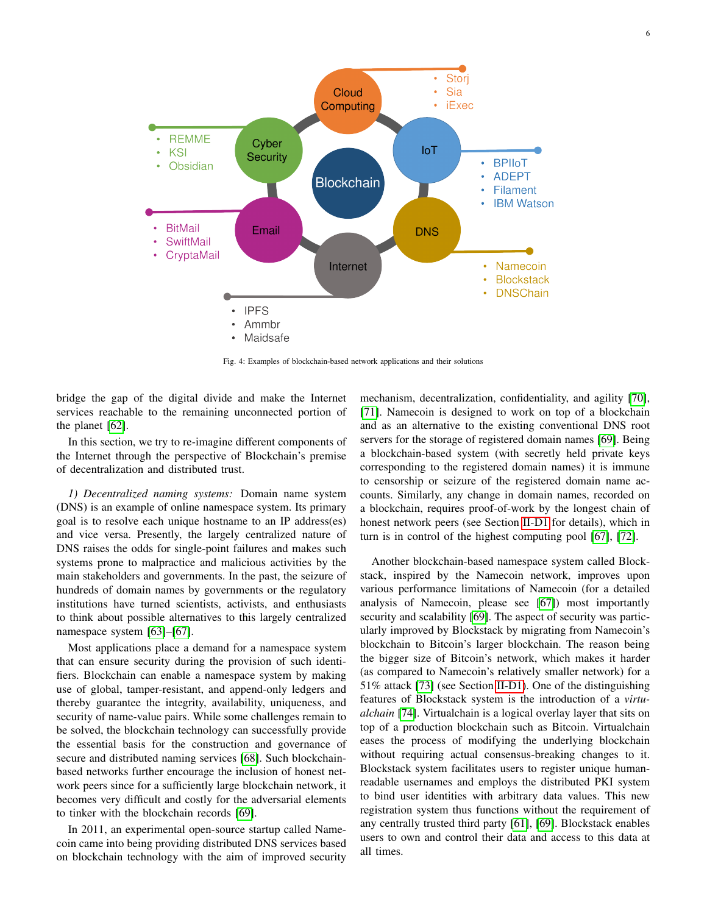- Storj
- Sia
- iExec

- REMME
- KSI
- Obsidian

- BPIIoT
- ADEPT
- Filament
- IBM Watson

- BitMail
- SwiftMail
- CryptaMail

- Namecoin
- Blockstack
- DNSChain

- IPFS
- Ammbr
- Maidsafe

Fig. 4: Examples of blockchain-based network applications and their solutions

bridge the gap of the digital divide and make the Internet services reachable to the remaining unconnected portion of the planet [62].

In this section, we try to re-imagine different components of the Internet through the perspective of Blockchain's premise of decentralization and distributed trust.

*1) Decentralized naming systems:* Domain name system (DNS) is an example of online namespace system. Its primary goal is to resolve each unique hostname to an IP address(es) and vice versa. Presently, the largely centralized nature of DNS raises the odds for single-point failures and makes such systems prone to malpractice and malicious activities by the main stakeholders and governments. In the past, the seizure of hundreds of domain names by governments or the regulatory institutions have turned scientists, activists, and enthusiasts to think about possible alternatives to this largely centralized namespace system [63]–[67].

Most applications place a demand for a namespace system that can ensure security during the provision of such identifiers. Blockchain can enable a namespace system by making use of global, tamper-resistant, and append-only ledgers and thereby guarantee the integrity, availability, uniqueness, and security of name-value pairs. While some challenges remain to be solved, the blockchain technology can successfully provide the essential basis for the construction and governance of secure and distributed naming services [68]. Such blockchain-based networks further encourage the inclusion of honest network peers since for a sufficiently large blockchain network, it becomes very difficult and costly for the adversarial elements to tinker with the blockchain records [69].

In 2011, an experimental open-source startup called Namecoin came into being providing distributed DNS services based on blockchain technology with the aim of improved security mechanism, decentralization, confidentiality, and agility [70], [71]. Namecoin is designed to work on top of a blockchain and as an alternative to the existing conventional DNS root servers for the storage of registered domain names [69]. Being a blockchain-based system (with secretly held private keys corresponding to the registered domain names) it is immune to censorship or seizure of the registered domain name accounts. Similarly, any change in domain names, recorded on a blockchain, requires proof-of-work by the longest chain of honest network peers (see Section II-D1 for details), which in turn is in control of the highest computing pool [67], [72].

Another blockchain-based namespace system called Blockstack, inspired by the Namecoin network, improves upon various performance limitations of Namecoin (for a detailed analysis of Namecoin, please see [67]) most importantly security and scalability [69]. The aspect of security was particularly improved by Blockstack by migrating from Namecoin's blockchain to Bitcoin's larger blockchain. The reason being the bigger size of Bitcoin's network, which makes it harder (as compared to Namecoin's relatively smaller network) for a 51% attack [73] (see Section II-D1). One of the distinguishing features of Blockstack system is the introduction of a *virtualchain* [74]. Virtualchain is a logical overlay layer that sits on top of a production blockchain such as Bitcoin. Virtualchain eases the process of modifying the underlying blockchain without requiring actual consensus-breaking changes to it. Blockstack system facilitates users to register unique human-readable usernames and employs the distributed PKI system to bind user identities with arbitrary data values. This new registration system thus functions without the requirement of any centrally trusted third party [61], [69]. Blockstack enables users to own and control their data and access to this data at all times.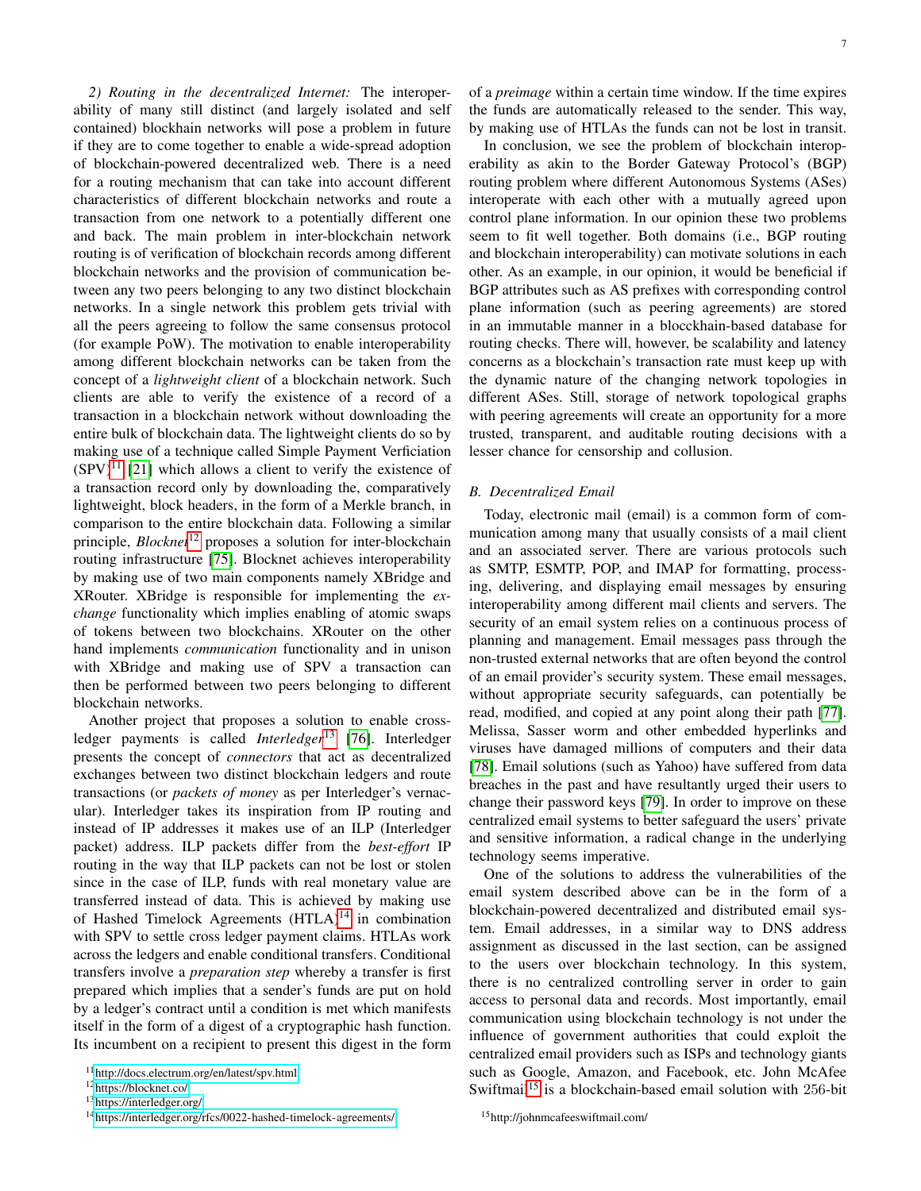*2) Routing in the decentralized Internet:* The interoperability of many still distinct (and largely isolated and self contained) blockhain networks will pose a problem in future if they are to come together to enable a wide-spread adoption of blockchain-powered decentralized web. There is a need for a routing mechanism that can take into account different characteristics of different blockchain networks and route a transaction from one network to a potentially different one and back. The main problem in inter-blockchain network routing is of verification of blockchain records among different blockchain networks and the provision of communication between any two peers belonging to any two distinct blockchain networks. In a single network this problem gets trivial with all the peers agreeing to follow the same consensus protocol (for example PoW). The motivation to enable interoperability among different blockchain networks can be taken from the concept of a *lightweight client* of a blockchain network. Such clients are able to verify the existence of a record of a transaction in a blockchain network without downloading the entire bulk of blockchain data. The lightweight clients do so by making use of a technique called Simple Payment Verficiation (SPV)[11] [21] which allows a client to verify the existence of a transaction record only by downloading the, comparatively lightweight, block headers, in the form of a Merkle branch, in comparison to the entire blockchain data. Following a similar principle, *Blocknet*[12] proposes a solution for inter-blockchain routing infrastructure [75]. Blocknet achieves interoperability by making use of two main components namely XBridge and XRouter. XBridge is responsible for implementing the *exchange* functionality which implies enabling of atomic swaps of tokens between two blockchains. XRouter on the other hand implements *communication* functionality and in unison with XBridge and making use of SPV a transaction can then be performed between two peers belonging to different blockchain networks.

Another project that proposes a solution to enable cross-ledger payments is called *Interledger*[13] [76]. Interledger presents the concept of *connectors* that act as decentralized exchanges between two distinct blockchain ledgers and route transactions (or *packets of money* as per Interledger's vernacular). Interledger takes its inspiration from IP routing and instead of IP addresses it makes use of an ILP (Interledger packet) address. ILP packets differ from the *best-effort* IP routing in the way that ILP packets can not be lost or stolen since in the case of ILP, funds with real monetary value are transferred instead of data. This is achieved by making use of Hashed Timelock Agreements (HTLA)[14] in combination with SPV to settle cross ledger payment claims. HTLAs work across the ledgers and enable conditional transfers. Conditional transfers involve a *preparation step* whereby a transfer is first prepared which implies that a sender's funds are put on hold by a ledger's contract until a condition is met which manifests itself in the form of a digest of a cryptographic hash function. Its incumbent on a recipient to present this digest in the form of a *preimage* within a certain time window. If the time expires the funds are automatically released to the sender. This way, by making use of HTLAs the funds can not be lost in transit.

In conclusion, we see the problem of blockchain interoperability as akin to the Border Gateway Protocol's (BGP) routing problem where different Autonomous Systems (ASes) interoperate with each other with a mutually agreed upon control plane information. In our opinion these two problems seem to fit well together. Both domains (i.e., BGP routing and blockchain interoperability) can motivate solutions in each other. As an example, in our opinion, it would be beneficial if BGP attributes such as AS prefixes with corresponding control plane information (such as peering agreements) are stored in an immutable manner in a blocckhain-based database for routing checks. There will, however, be scalability and latency concerns as a blockchain's transaction rate must keep up with the dynamic nature of the changing network topologies in different ASes. Still, storage of network topological graphs with peering agreements will create an opportunity for a more trusted, transparent, and auditable routing decisions with a lesser chance for censorship and collusion.

### B. Decentralized Email

Today, electronic mail (email) is a common form of communication among many that usually consists of a mail client and an associated server. There are various protocols such as SMTP, ESMTP, POP, and IMAP for formatting, processing, delivering, and displaying email messages by ensuring interoperability among different mail clients and servers. The security of an email system relies on a continuous process of planning and management. Email messages pass through the non-trusted external networks that are often beyond the control of an email provider's security system. These email messages, without appropriate security safeguards, can potentially be read, modified, and copied at any point along their path [77]. Melissa, Sasser worm and other embedded hyperlinks and viruses have damaged millions of computers and their data [78]. Email solutions (such as Yahoo) have suffered from data breaches in the past and have resultantly urged their users to change their password keys [79]. In order to improve on these centralized email systems to better safeguard the users' private and sensitive information, a radical change in the underlying technology seems imperative.

One of the solutions to address the vulnerabilities of the email system described above can be in the form of a blockchain-powered decentralized and distributed email system. Email addresses, in a similar way to DNS address assignment as discussed in the last section, can be assigned to the users over blockchain technology. In this system, there is no centralized controlling server in order to gain access to personal data and records. Most importantly, email communication using blockchain technology is not under the influence of government authorities that could exploit the centralized email providers such as ISPs and technology giants such as Google, Amazon, and Facebook, etc. John McAfee Swiftmail[15] is a blockchain-based email solution with 256-bit

[11] http://docs.electrum.org/en/latest/spv.html
[12] https://blocknet.co/
[13] https://interledger.org/
[14] https://interledger.org/rfcs/0022-hashed-timelock-agreements/
[15] http://johnmcafeeswiftmail.com/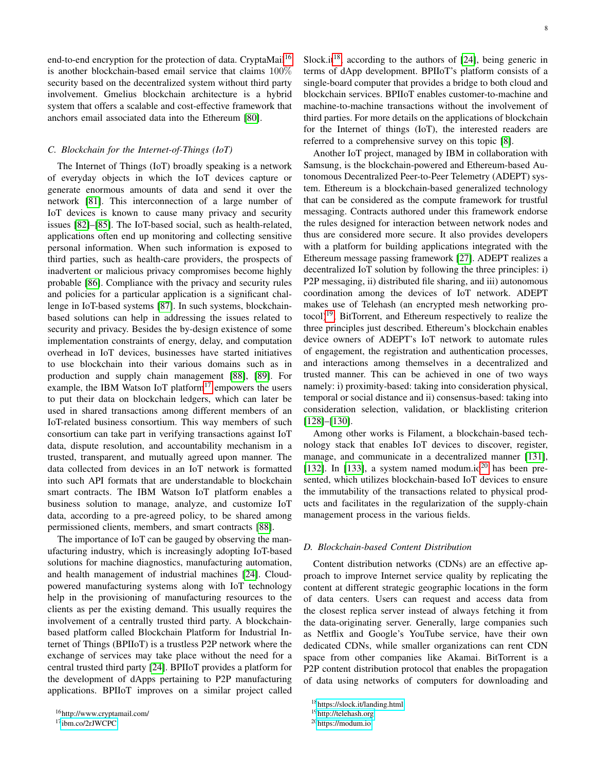end-to-end encryption for the protection of data. CryptaMail[16] is another blockchain-based email service that claims 100% security based on the decentralized system without third party involvement. Gmelius blockchain architecture is a hybrid system that offers a scalable and cost-effective framework that anchors email associated data into the Ethereum [80].

### C. Blockchain for the Internet-of-Things (IoT)

The Internet of Things (IoT) broadly speaking is a network of everyday objects in which the IoT devices capture or generate enormous amounts of data and send it over the network [81]. This interconnection of a large number of IoT devices is known to cause many privacy and security issues [82]–[85]. The IoT-based social, such as health-related, applications often end up monitoring and collecting sensitive personal information. When such information is exposed to third parties, such as health-care providers, the prospects of inadvertent or malicious privacy compromises become highly probable [86]. Compliance with the privacy and security rules and policies for a particular application is a significant challenge in IoT-based systems [87]. In such systems, blockchain-based solutions can help in addressing the issues related to security and privacy. Besides the by-design existence of some implementation constraints of energy, delay, and computation overhead in IoT devices, businesses have started initiatives to use blockchain into their various domains such as in production and supply chain management [88], [89]. For example, the IBM Watson IoT platform[17] empowers the users to put their data on blockchain ledgers, which can later be used in shared transactions among different members of an IoT-related business consortium. This way members of such consortium can take part in verifying transactions against IoT data, dispute resolution, and accountability mechanism in a trusted, transparent, and mutually agreed upon manner. The data collected from devices in an IoT network is formatted into such API formats that are understandable to blockchain smart contracts. The IBM Watson IoT platform enables a business solution to manage, analyze, and customize IoT data, according to a pre-agreed policy, to be shared among permissioned clients, members, and smart contracts [88].

The importance of IoT can be gauged by observing the manufacturing industry, which is increasingly adopting IoT-based solutions for machine diagnostics, manufacturing automation, and health management of industrial machines [24]. Cloud-powered manufacturing systems along with IoT technology help in the provisioning of manufacturing resources to the clients as per the existing demand. This usually requires the involvement of a centrally trusted third party. A blockchain-based platform called Blockchain Platform for Industrial Internet of Things (BPIIoT) is a trustless P2P network where the exchange of services may take place without the need for a central trusted third party [24]. BPIIoT provides a platform for the development of dApps pertaining to P2P manufacturing applications. BPIIoT improves on a similar project called Slock.it[18], according to the authors of [24], being generic in terms of dApp development. BPIIoT's platform consists of a single-board computer that provides a bridge to both cloud and blockchain services. BPIIoT enables customer-to-machine and machine-to-machine transactions without the involvement of third parties. For more details on the applications of blockchain for the Internet of things (IoT), the interested readers are referred to a comprehensive survey on this topic [8].

Another IoT project, managed by IBM in collaboration with Samsung, is the blockchain-powered and Ethereum-based Autonomous Decentralized Peer-to-Peer Telemetry (ADEPT) system. Ethereum is a blockchain-based generalized technology that can be considered as the compute framework for trustful messaging. Contracts authored under this framework endorse the rules designed for interaction between network nodes and thus are considered more secure. It also provides developers with a platform for building applications integrated with the Ethereum message passing framework [27]. ADEPT realizes a decentralized IoT solution by following the three principles: i) P2P messaging, ii) distributed file sharing, and iii) autonomous coordination among the devices of IoT network. ADEPT makes use of Telehash (an encrypted mesh networking protocol)[19], BitTorrent, and Ethereum respectively to realize the three principles just described. Ethereum's blockchain enables device owners of ADEPT's IoT network to automate rules of engagement, the registration and authentication processes, and interactions among themselves in a decentralized and trusted manner. This can be achieved in one of two ways namely: i) proximity-based: taking into consideration physical, temporal or social distance and ii) consensus-based: taking into consideration selection, validation, or blacklisting criterion [128]–[130].

Among other works is Filament, a blockchain-based technology stack that enables IoT devices to discover, register, manage, and communicate in a decentralized manner [131], [132]. In [133], a system named modum.io[20] has been presented, which utilizes blockchain-based IoT devices to ensure the immutability of the transactions related to physical products and facilitates in the regularization of the supply-chain management process in the various fields.

### D. Blockchain-based Content Distribution

Content distribution networks (CDNs) are an effective approach to improve Internet service quality by replicating the content at different strategic geographic locations in the form of data centers. Users can request and access data from the closest replica server instead of always fetching it from the data-originating server. Generally, large companies such as Netflix and Google's YouTube service, have their own dedicated CDNs, while smaller organizations can rent CDN space from other companies like Akamai. BitTorrent is a P2P content distribution protocol that enables the propagation of data using networks of computers for downloading and

[16] http://www.cryptamail.com/

[17] ibm.co/2rJWCPC

[18] https://slock.it/landing.html

[19] http://telehash.org

[20] https://modum.io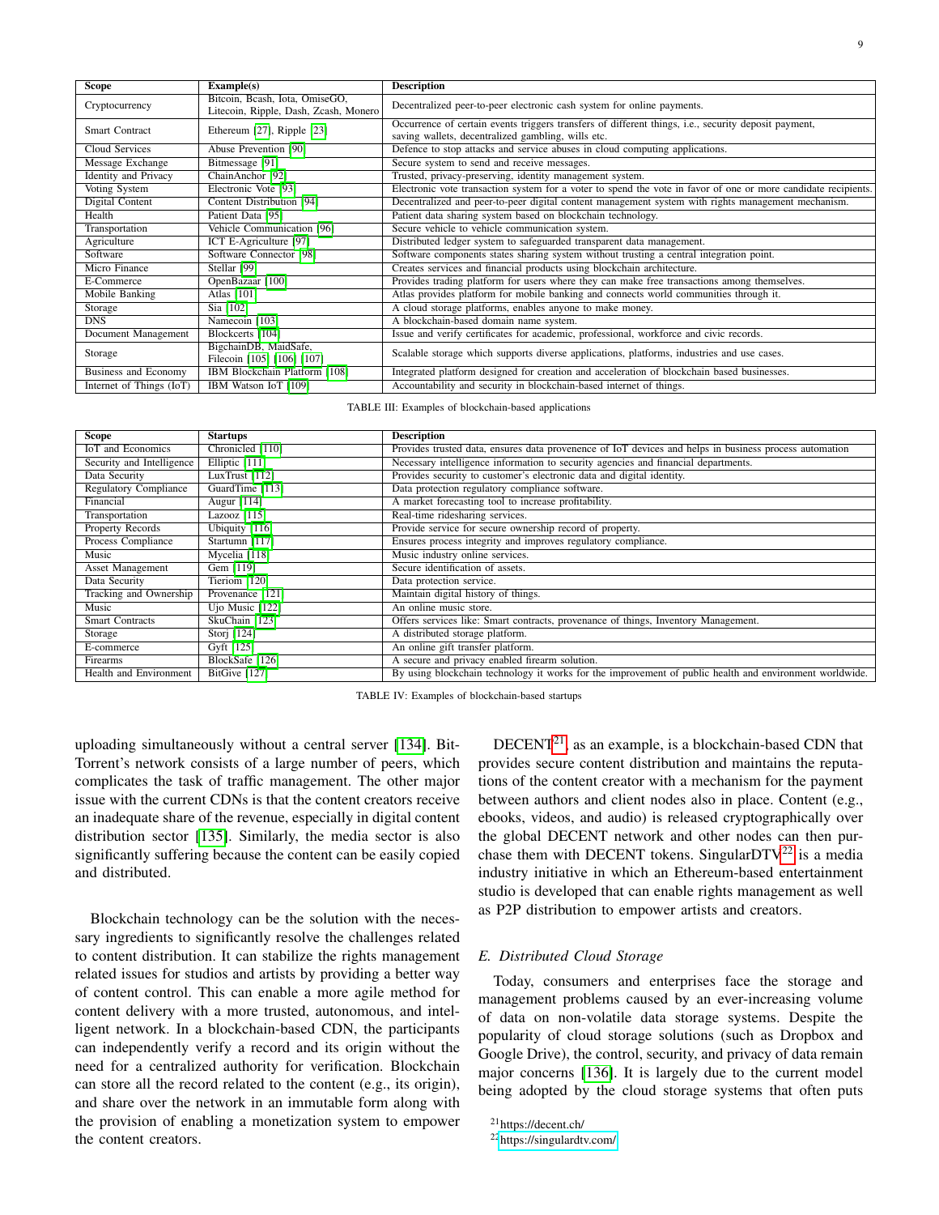| Scope | Example(s) | Description |
|---|---|---|
| Cryptocurrency | Bitcoin, Bcash, Iota, OmiseGO, Litecoin, Ripple, Dash, Zcash, Monero | Decentralized peer-to-peer electronic cash system for online payments. |
| Smart Contract | Ethereum [27], Ripple [23] | Occurrence of certain events triggers transfers of different things, i.e., security deposit payment, saving wallets, decentralized gambling, wills etc. |
| Cloud Services | Abuse Prevention [90] | Defence to stop attacks and service abuses in cloud computing applications. |
| Message Exchange | Bitmessage [91] | Secure system to send and receive messages. |
| Identity and Privacy | ChainAnchor [92] | Trusted, privacy-preserving, identity management system. |
| Voting System | Electronic Vote [93] | Electronic vote transaction system for a voter to spend the vote in favor of one or more candidate recipients. |
| Digital Content | Content Distribution [94] | Decentralized and peer-to-peer digital content management system with rights management mechanism. |
| Health | Patient Data [95] | Patient data sharing system based on blockchain technology. |
| Transportation | Vehicle Communication [96] | Secure vehicle to vehicle communication system. |
| Agriculture | ICT E-Agriculture [97] | Distributed ledger system to safeguarded transparent data management. |
| Software | Software Connector [98] | Software components states sharing system without trusting a central integration point. |
| Micro Finance | Stellar [99] | Creates services and financial products using blockchain architecture. |
| E-Commerce | OpenBazaar [100] | Provides trading platform for users where they can make free transactions among themselves. |
| Mobile Banking | Atlas [101] | Atlas provides platform for mobile banking and connects world communities through it. |
| Storage | Sia [102] | A cloud storage platforms, enables anyone to make money. |
| DNS | Namecoin [103] | A blockchain-based domain name system. |
| Document Management | Blockcerts [104] | Issue and verify certificates for academic, professional, workforce and civic records. |
| Storage | BigchainDB, MaidSafe, Filecoin [105] [106] [107] | Scalable storage which supports diverse applications, platforms, industries and use cases. |
| Business and Economy | IBM Blockchain Platform [108] | Integrated platform designed for creation and acceleration of blockchain based businesses. |
| Internet of Things (IoT) | IBM Watson IoT [109] | Accountability and security in blockchain-based internet of things. |

TABLE III: Examples of blockchain-based applications

| Scope | Startups | Description |
|---|---|---|
| IoT and Economics | Chronicled [110] | Provides trusted data, ensures data provenence of IoT devices and helps in business process automation |
| Security and Intelligence | Elliptic [111] | Necessary intelligence information to security agencies and financial departments. |
| Data Security | LuxTrust [112] | Provides security to customer's electronic data and digital identity. |
| Regulatory Compliance | GuardTime [113] | Data protection regulatory compliance software. |
| Financial | Augur [114] | A market forecasting tool to increase profitability. |
| Transportation | Lazooz [115] | Real-time ridesharing services. |
| Property Records | Ubiquity [116] | Provide service for secure ownership record of property. |
| Process Compliance | Startumn [117] | Ensures process integrity and improves regulatory compliance. |
| Music | Mycelia [118] | Music industry online services. |
| Asset Management | Gem [119] | Secure identification of assets. |
| Data Security | Tieriom [120] | Data protection service. |
| Tracking and Ownership | Provenance [121] | Maintain digital history of things. |
| Music | Ujo Music [122] | An online music store. |
| Smart Contracts | SkuChain [123] | Offers services like: Smart contracts, provenance of things, Inventory Management. |
| Storage | Storj [124] | A distributed storage platform. |
| E-commerce | Gyft [125] | An online gift transfer platform. |
| Firearms | BlockSafe [126] | A secure and privacy enabled firearm solution. |
| Health and Environment | BitGive [127] | By using blockchain technology it works for the improvement of public health and environment worldwide. |

TABLE IV: Examples of blockchain-based startups

uploading simultaneously without a central server [134]. BitTorrent's network consists of a large number of peers, which complicates the task of traffic management. The other major issue with the current CDNs is that the content creators receive an inadequate share of the revenue, especially in digital content distribution sector [135]. Similarly, the media sector is also significantly suffering because the content can be easily copied and distributed.

Blockchain technology can be the solution with the necessary ingredients to significantly resolve the challenges related to content distribution. It can stabilize the rights management related issues for studios and artists by providing a better way of content control. This can enable a more agile method for content delivery with a more trusted, autonomous, and intelligent network. In a blockchain-based CDN, the participants can independently verify a record and its origin without the need for a centralized authority for verification. Blockchain can store all the record related to the content (e.g., its origin), and share over the network in an immutable form along with the provision of enabling a monetization system to empower the content creators.

DECENT[21], as an example, is a blockchain-based CDN that provides secure content distribution and maintains the reputations of the content creator with a mechanism for the payment between authors and client nodes also in place. Content (e.g., ebooks, videos, and audio) is released cryptographically over the global DECENT network and other nodes can then purchase them with DECENT tokens. SingularDTV[22] is a media industry initiative in which an Ethereum-based entertainment studio is developed that can enable rights management as well as P2P distribution to empower artists and creators.

### E. Distributed Cloud Storage

Today, consumers and enterprises face the storage and management problems caused by an ever-increasing volume of data on non-volatile data storage systems. Despite the popularity of cloud storage solutions (such as Dropbox and Google Drive), the control, security, and privacy of data remain major concerns [136]. It is largely due to the current model being adopted by the cloud storage systems that often puts

[21] https://decent.ch/

[22] https://singulardtv.com/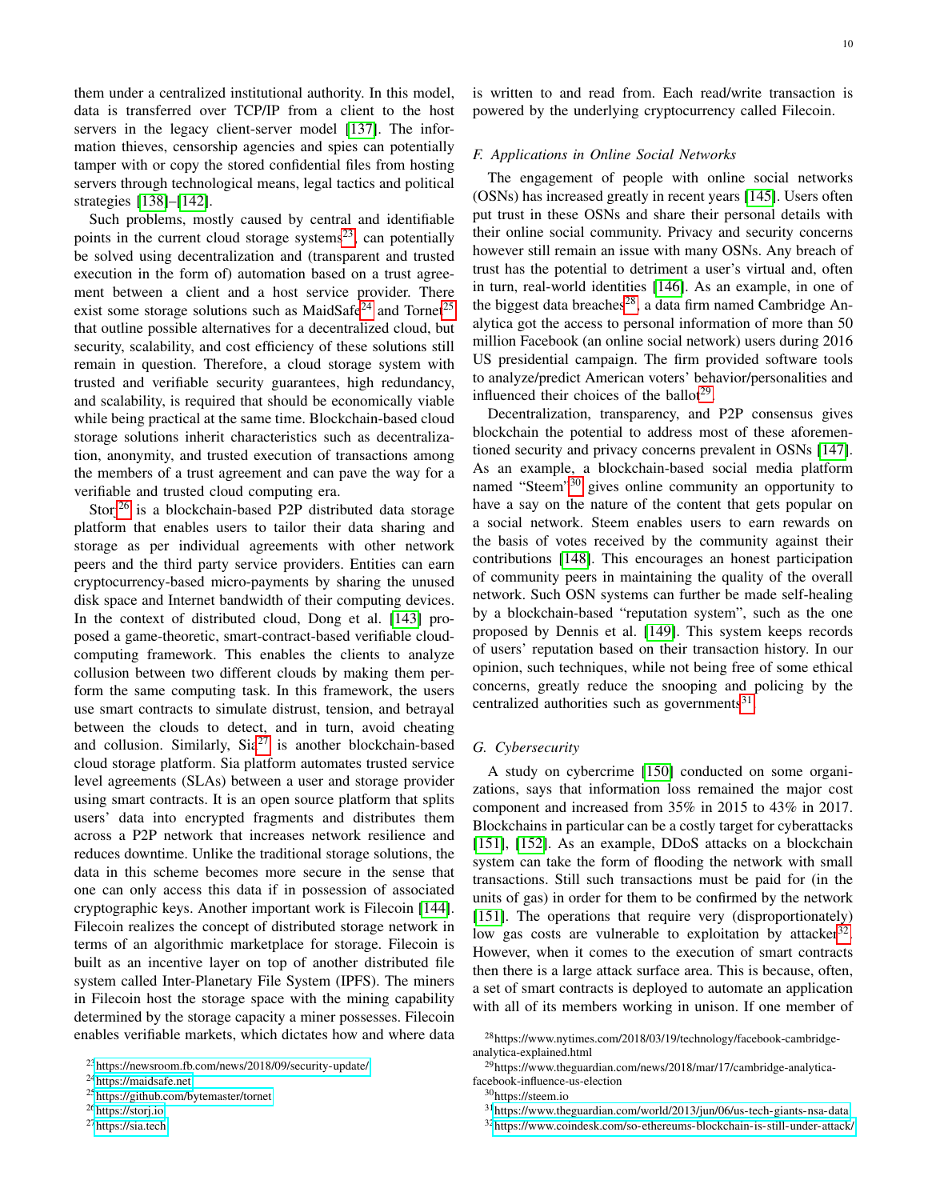them under a centralized institutional authority. In this model, data is transferred over TCP/IP from a client to the host servers in the legacy client-server model [137]. The information thieves, censorship agencies and spies can potentially tamper with or copy the stored confidential files from hosting servers through technological means, legal tactics and political strategies [138]–[142].

Such problems, mostly caused by central and identifiable points in the current cloud storage systems[23], can potentially be solved using decentralization and (transparent and trusted execution in the form of) automation based on a trust agreement between a client and a host service provider. There exist some storage solutions such as MaidSafe[24] and Tornet[25] that outline possible alternatives for a decentralized cloud, but security, scalability, and cost efficiency of these solutions still remain in question. Therefore, a cloud storage system with trusted and verifiable security guarantees, high redundancy, and scalability, is required that should be economically viable while being practical at the same time. Blockchain-based cloud storage solutions inherit characteristics such as decentralization, anonymity, and trusted execution of transactions among the members of a trust agreement and can pave the way for a verifiable and trusted cloud computing era.

Storj[26] is a blockchain-based P2P distributed data storage platform that enables users to tailor their data sharing and storage as per individual agreements with other network peers and the third party service providers. Entities can earn cryptocurrency-based micro-payments by sharing the unused disk space and Internet bandwidth of their computing devices. In the context of distributed cloud, Dong et al. [143] proposed a game-theoretic, smart-contract-based verifiable cloud-computing framework. This enables the clients to analyze collusion between two different clouds by making them perform the same computing task. In this framework, the users use smart contracts to simulate distrust, tension, and betrayal between the clouds to detect, and in turn, avoid cheating and collusion. Similarly, Sia[27] is another blockchain-based cloud storage platform. Sia platform automates trusted service level agreements (SLAs) between a user and storage provider using smart contracts. It is an open source platform that splits users' data into encrypted fragments and distributes them across a P2P network that increases network resilience and reduces downtime. Unlike the traditional storage solutions, the data in this scheme becomes more secure in the sense that one can only access this data if in possession of associated cryptographic keys. Another important work is Filecoin [144]. Filecoin realizes the concept of distributed storage network in terms of an algorithmic marketplace for storage. Filecoin is built as an incentive layer on top of another distributed file system called Inter-Planetary File System (IPFS). The miners in Filecoin host the storage space with the mining capability determined by the storage capacity a miner possesses. Filecoin enables verifiable markets, which dictates how and where data is written to and read from. Each read/write transaction is powered by the underlying cryptocurrency called Filecoin.

### *F. Applications in Online Social Networks*

The engagement of people with online social networks (OSNs) has increased greatly in recent years [145]. Users often put trust in these OSNs and share their personal details with their online social community. Privacy and security concerns however still remain an issue with many OSNs. Any breach of trust has the potential to detriment a user's virtual and, often in turn, real-world identities [146]. As an example, in one of the biggest data breaches[28], a data firm named Cambridge Analytica got the access to personal information of more than 50 million Facebook (an online social network) users during 2016 US presidential campaign. The firm provided software tools to analyze/predict American voters' behavior/personalities and influenced their choices of the ballot[29].

Decentralization, transparency, and P2P consensus gives blockchain the potential to address most of these aforementioned security and privacy concerns prevalent in OSNs [147]. As an example, a blockchain-based social media platform named "Steem"[30] gives online community an opportunity to have a say on the nature of the content that gets popular on a social network. Steem enables users to earn rewards on the basis of votes received by the community against their contributions [148]. This encourages an honest participation of community peers in maintaining the quality of the overall network. Such OSN systems can further be made self-healing by a blockchain-based "reputation system", such as the one proposed by Dennis et al. [149]. This system keeps records of users' reputation based on their transaction history. In our opinion, such techniques, while not being free of some ethical concerns, greatly reduce the snooping and policing by the centralized authorities such as governments[31].

### *G. Cybersecurity*

A study on cybercrime [150] conducted on some organizations, says that information loss remained the major cost component and increased from 35% in 2015 to 43% in 2017. Blockchains in particular can be a costly target for cyberattacks [151], [152]. As an example, DDoS attacks on a blockchain system can take the form of flooding the network with small transactions. Still such transactions must be paid for (in the units of gas) in order for them to be confirmed by the network [151]. The operations that require very (disproportionately) low gas costs are vulnerable to exploitation by attackers[32]. However, when it comes to the execution of smart contracts then there is a large attack surface area. This is because, often, a set of smart contracts is deployed to automate an application with all of its members working in unison. If one member of

[23] https://newsroom.fb.com/news/2018/09/security-update/
[24] https://maidsafe.net
[25] https://github.com/bytemaster/tornet
[26] https://storj.io
[27] https://sia.tech
[28] https://www.nytimes.com/2018/03/19/technology/facebook-cambridge-analytica-explained.html
[29] https://www.theguardian.com/news/2018/mar/17/cambridge-analytica-facebook-influence-us-election
[30] https://steem.io
[31] https://www.theguardian.com/world/2013/jun/06/us-tech-giants-nsa-data
[32] https://www.coindesk.com/so-ethereums-blockchain-is-still-under-attack/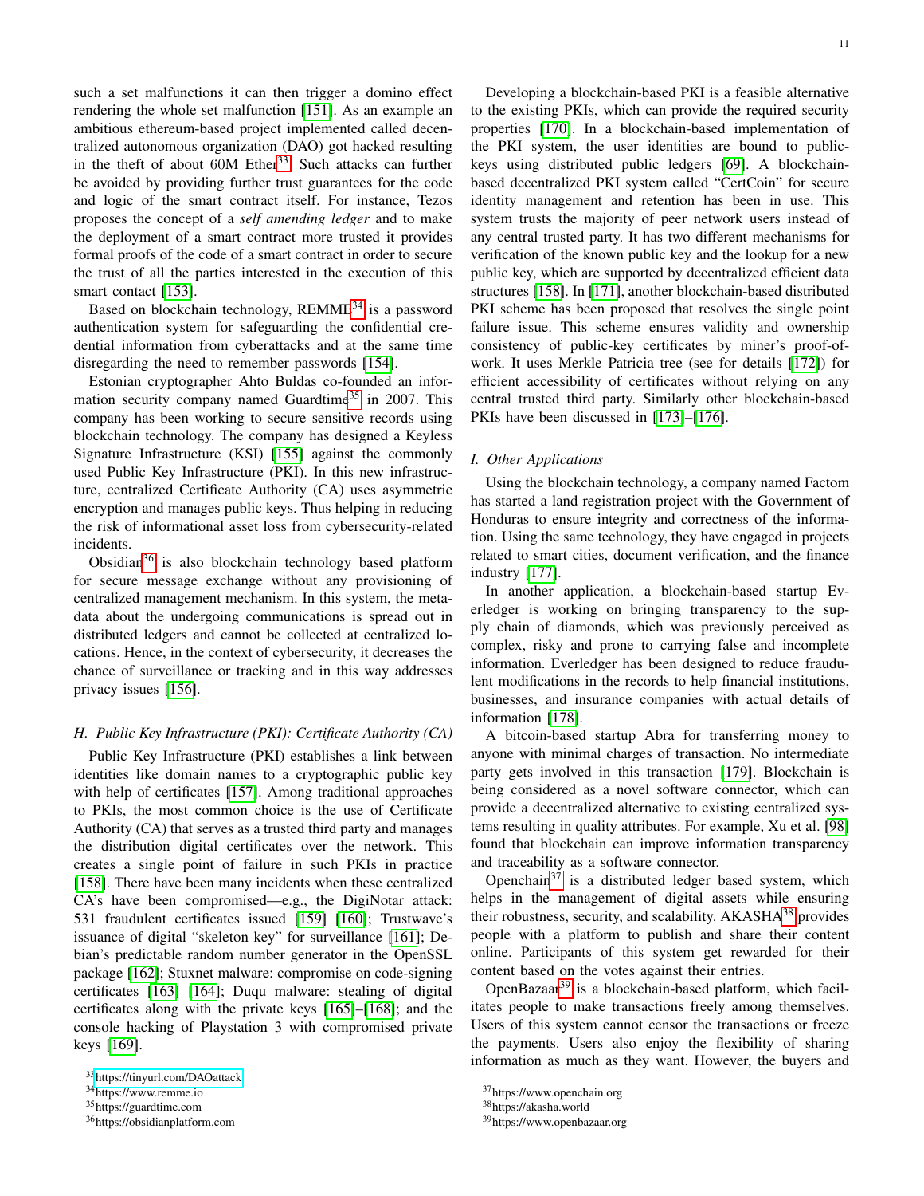such a set malfunctions it can then trigger a domino effect rendering the whole set malfunction [151]. As an example an ambitious ethereum-based project implemented called decentralized autonomous organization (DAO) got hacked resulting in the theft of about 60M Ether[33]. Such attacks can further be avoided by providing further trust guarantees for the code and logic of the smart contract itself. For instance, Tezos proposes the concept of a *self amending ledger* and to make the deployment of a smart contract more trusted it provides formal proofs of the code of a smart contract in order to secure the trust of all the parties interested in the execution of this smart contact [153].

Based on blockchain technology, REMME[34] is a password authentication system for safeguarding the confidential credential information from cyberattacks and at the same time disregarding the need to remember passwords [154].

Estonian cryptographer Ahto Buldas co-founded an information security company named Guardtime[35] in 2007. This company has been working to secure sensitive records using blockchain technology. The company has designed a Keyless Signature Infrastructure (KSI) [155] against the commonly used Public Key Infrastructure (PKI). In this new infrastructure, centralized Certificate Authority (CA) uses asymmetric encryption and manages public keys. Thus helping in reducing the risk of informational asset loss from cybersecurity-related incidents.

Obsidian[36] is also blockchain technology based platform for secure message exchange without any provisioning of centralized management mechanism. In this system, the metadata about the undergoing communications is spread out in distributed ledgers and cannot be collected at centralized locations. Hence, in the context of cybersecurity, it decreases the chance of surveillance or tracking and in this way addresses privacy issues [156].

### H. Public Key Infrastructure (PKI): Certificate Authority (CA)

Public Key Infrastructure (PKI) establishes a link between identities like domain names to a cryptographic public key with help of certificates [157]. Among traditional approaches to PKIs, the most common choice is the use of Certificate Authority (CA) that serves as a trusted third party and manages the distribution digital certificates over the network. This creates a single point of failure in such PKIs in practice [158]. There have been many incidents when these centralized CA's have been compromised—e.g., the DigiNotar attack: 531 fraudulent certificates issued [159] [160]; Trustwave's issuance of digital "skeleton key" for surveillance [161]; Debian's predictable random number generator in the OpenSSL package [162]; Stuxnet malware: compromise on code-signing certificates [163] [164]; Duqu malware: stealing of digital certificates along with the private keys [165]–[168]; and the console hacking of Playstation 3 with compromised private keys [169].

Developing a blockchain-based PKI is a feasible alternative to the existing PKIs, which can provide the required security properties [170]. In a blockchain-based implementation of the PKI system, the user identities are bound to public-keys using distributed public ledgers [69]. A blockchain-based decentralized PKI system called "CertCoin" for secure identity management and retention has been in use. This system trusts the majority of peer network users instead of any central trusted party. It has two different mechanisms for verification of the known public key and the lookup for a new public key, which are supported by decentralized efficient data structures [158]. In [171], another blockchain-based distributed PKI scheme has been proposed that resolves the single point failure issue. This scheme ensures validity and ownership consistency of public-key certificates by miner's proof-of-work. It uses Merkle Patricia tree (see for details [172]) for efficient accessibility of certificates without relying on any central trusted third party. Similarly other blockchain-based PKIs have been discussed in [173]–[176].

### I. Other Applications

Using the blockchain technology, a company named Factom has started a land registration project with the Government of Honduras to ensure integrity and correctness of the information. Using the same technology, they have engaged in projects related to smart cities, document verification, and the finance industry [177].

In another application, a blockchain-based startup Everledger is working on bringing transparency to the supply chain of diamonds, which was previously perceived as complex, risky and prone to carrying false and incomplete information. Everledger has been designed to reduce fraudulent modifications in the records to help financial institutions, businesses, and insurance companies with actual details of information [178].

A bitcoin-based startup Abra for transferring money to anyone with minimal charges of transaction. No intermediate party gets involved in this transaction [179]. Blockchain is being considered as a novel software connector, which can provide a decentralized alternative to existing centralized systems resulting in quality attributes. For example, Xu et al. [98] found that blockchain can improve information transparency and traceability as a software connector.

Openchain[37] is a distributed ledger based system, which helps in the management of digital assets while ensuring their robustness, security, and scalability. AKASHA[38] provides people with a platform to publish and share their content online. Participants of this system get rewarded for their content based on the votes against their entries.

OpenBazaar[39] is a blockchain-based platform, which facilitates people to make transactions freely among themselves. Users of this system cannot censor the transactions or freeze the payments. Users also enjoy the flexibility of sharing information as much as they want. However, the buyers and

[33] https://tinyurl.com/DAOattack
[34] https://www.remme.io
[35] https://guardtime.com
[36] https://obsidianplatform.com
[37] https://www.openchain.org
[38] https://akasha.world
[39] https://www.openbazaar.org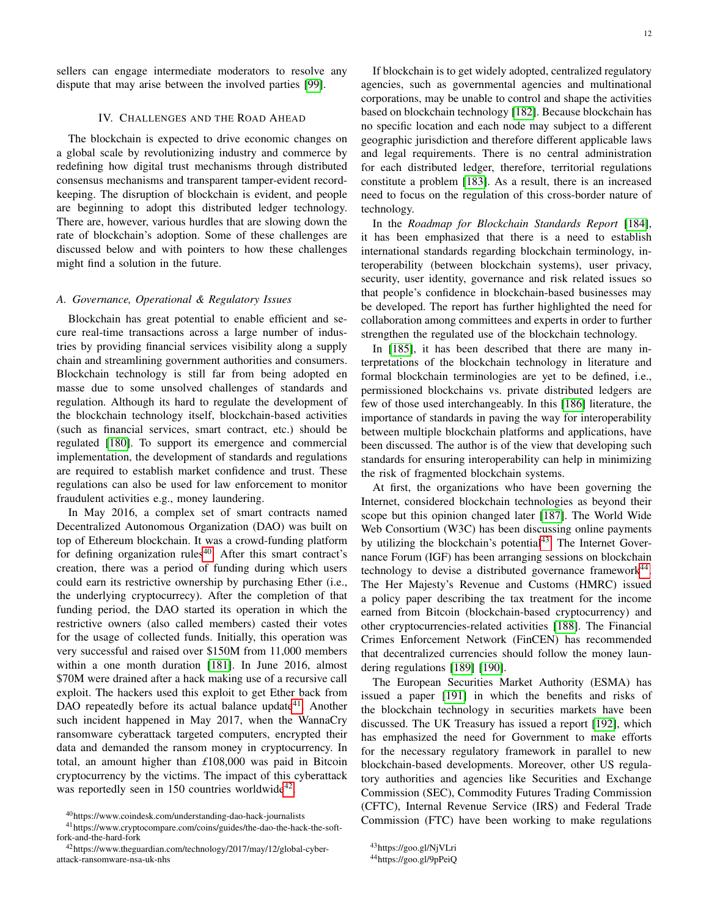sellers can engage intermediate moderators to resolve any dispute that may arise between the involved parties [99].

## IV. Challenges and the Road Ahead

The blockchain is expected to drive economic changes on a global scale by revolutionizing industry and commerce by redefining how digital trust mechanisms through distributed consensus mechanisms and transparent tamper-evident record-keeping. The disruption of blockchain is evident, and people are beginning to adopt this distributed ledger technology. There are, however, various hurdles that are slowing down the rate of blockchain's adoption. Some of these challenges are discussed below and with pointers to how these challenges might find a solution in the future.

### *A. Governance, Operational & Regulatory Issues*

Blockchain has great potential to enable efficient and secure real-time transactions across a large number of industries by providing financial services visibility along a supply chain and streamlining government authorities and consumers. Blockchain technology is still far from being adopted en masse due to some unsolved challenges of standards and regulation. Although its hard to regulate the development of the blockchain technology itself, blockchain-based activities (such as financial services, smart contract, etc.) should be regulated [180]. To support its emergence and commercial implementation, the development of standards and regulations are required to establish market confidence and trust. These regulations can also be used for law enforcement to monitor fraudulent activities e.g., money laundering.

In May 2016, a complex set of smart contracts named Decentralized Autonomous Organization (DAO) was built on top of Ethereum blockchain. It was a crowd-funding platform for defining organization rules[40]. After this smart contract's creation, there was a period of funding during which users could earn its restrictive ownership by purchasing Ether (i.e., the underlying cryptocurrency). After the completion of that funding period, the DAO started its operation in which the restrictive owners (also called members) casted their votes for the usage of collected funds. Initially, this operation was very successful and raised over $150M from 11,000 members within a one month duration [181]. In June 2016, almost $70M were drained after a hack making use of a recursive call exploit. The hackers used this exploit to get Ether back from DAO repeatedly before its actual balance update[41]. Another such incident happened in May 2017, when the WannaCry ransomware cyberattack targeted computers, encrypted their data and demanded the ransom money in cryptocurrency. In total, an amount higher than £108,000 was paid in Bitcoin cryptocurrency by the victims. The impact of this cyberattack was reportedly seen in 150 countries worldwide[42].

If blockchain is to get widely adopted, centralized regulatory agencies, such as governmental agencies and multinational corporations, may be unable to control and shape the activities based on blockchain technology [182]. Because blockchain has no specific location and each node may subject to a different geographic jurisdiction and therefore different applicable laws and legal requirements. There is no central administration for each distributed ledger, therefore, territorial regulations constitute a problem [183]. As a result, there is an increased need to focus on the regulation of this cross-border nature of technology.

In the *Roadmap for Blockchain Standards Report* [184], it has been emphasized that there is a need to establish international standards regarding blockchain terminology, interoperability (between blockchain systems), user privacy, security, user identity, governance and risk related issues so that people's confidence in blockchain-based businesses may be developed. The report has further highlighted the need for collaboration among committees and experts in order to further strengthen the regulated use of the blockchain technology.

In [185], it has been described that there are many interpretations of the blockchain technology in literature and formal blockchain terminologies are yet to be defined, i.e., permissioned blockchains vs. private distributed ledgers are few of those used interchangeably. In this [186] literature, the importance of standards in paving the way for interoperability between multiple blockchain platforms and applications, have been discussed. The author is of the view that developing such standards for ensuring interoperability can help in minimizing the risk of fragmented blockchain systems.

At first, the organizations who have been governing the Internet, considered blockchain technologies as beyond their scope but this opinion changed later [187]. The World Wide Web Consortium (W3C) has been discussing online payments by utilizing the blockchain's potential[43]. The Internet Governance Forum (IGF) has been arranging sessions on blockchain technology to devise a distributed governance framework[44]. The Her Majesty's Revenue and Customs (HMRC) issued a policy paper describing the tax treatment for the income earned from Bitcoin (blockchain-based cryptocurrency) and other cryptocurrencies-related activities [188]. The Financial Crimes Enforcement Network (FinCEN) has recommended that decentralized currencies should follow the money laundering regulations [189] [190].

The European Securities Market Authority (ESMA) has issued a paper [191] in which the benefits and risks of the blockchain technology in securities markets have been discussed. The UK Treasury has issued a report [192], which has emphasized the need for Government to make efforts for the necessary regulatory framework in parallel to new blockchain-based developments. Moreover, other US regulatory authorities and agencies like Securities and Exchange Commission (SEC), Commodity Futures Trading Commission (CFTC), Internal Revenue Service (IRS) and Federal Trade Commission (FTC) have been working to make regulations

[40] https://www.coindesk.com/understanding-dao-hack-journalists

[41] https://www.cryptocompare.com/coins/guides/the-dao-the-hack-the-soft-fork-and-the-hard-fork

[42] https://www.theguardian.com/technology/2017/may/12/global-cyber-attack-ransomware-nsa-uk-nhs

[43] https://goo.gl/NjVLri

[44] https://goo.gl/9pPeiQ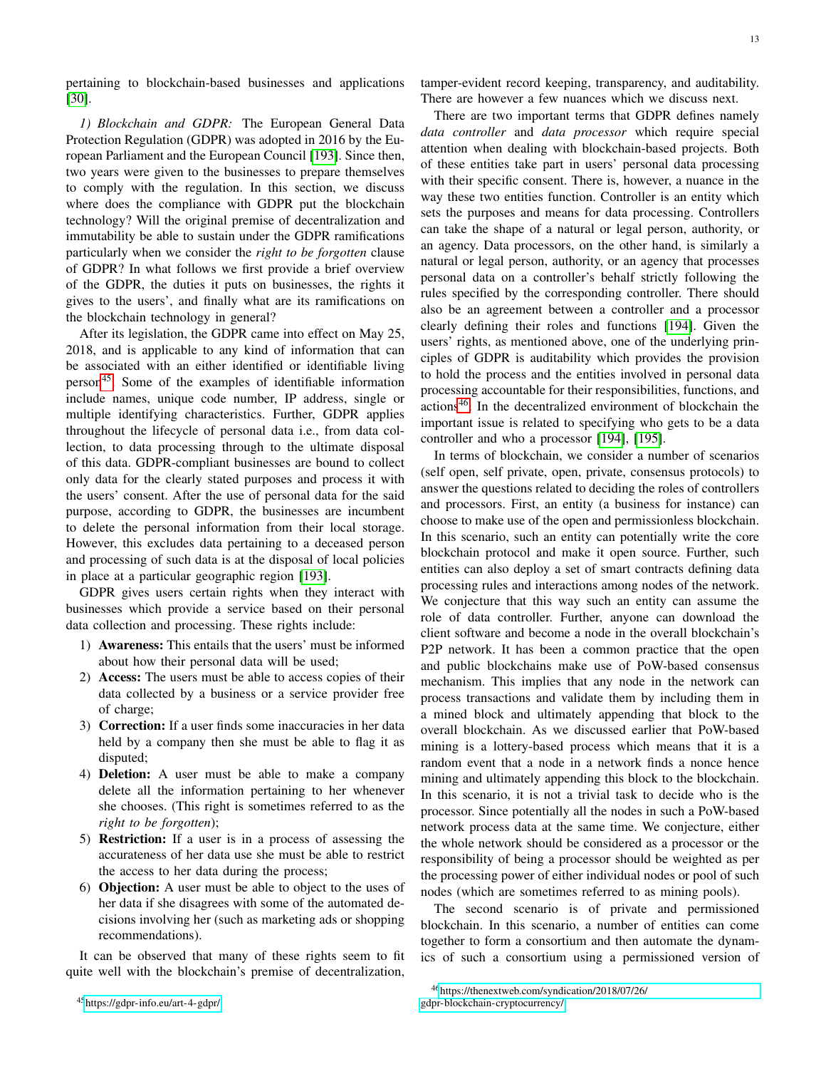pertaining to blockchain-based businesses and applications [30].

*1) Blockchain and GDPR:* The European General Data Protection Regulation (GDPR) was adopted in 2016 by the European Parliament and the European Council [193]. Since then, two years were given to the businesses to prepare themselves to comply with the regulation. In this section, we discuss where does the compliance with GDPR put the blockchain technology? Will the original premise of decentralization and immutability be able to sustain under the GDPR ramifications particularly when we consider the *right to be forgotten* clause of GDPR? In what follows we first provide a brief overview of the GDPR, the duties it puts on businesses, the rights it gives to the users', and finally what are its ramifications on the blockchain technology in general?

After its legislation, the GDPR came into effect on May 25, 2018, and is applicable to any kind of information that can be associated with an either identified or identifiable living person[45]. Some of the examples of identifiable information include names, unique code number, IP address, single or multiple identifying characteristics. Further, GDPR applies throughout the lifecycle of personal data i.e., from data collection, to data processing through to the ultimate disposal of this data. GDPR-compliant businesses are bound to collect only data for the clearly stated purposes and process it with the users' consent. After the use of personal data for the said purpose, according to GDPR, the businesses are incumbent to delete the personal information from their local storage. However, this excludes data pertaining to a deceased person and processing of such data is at the disposal of local policies in place at a particular geographic region [193].

GDPR gives users certain rights when they interact with businesses which provide a service based on their personal data collection and processing. These rights include:

1) **Awareness:** This entails that the users' must be informed about how their personal data will be used;
2) **Access:** The users must be able to access copies of their data collected by a business or a service provider free of charge;
3) **Correction:** If a user finds some inaccuracies in her data held by a company then she must be able to flag it as disputed;
4) **Deletion:** A user must be able to make a company delete all the information pertaining to her whenever she chooses. (This right is sometimes referred to as the *right to be forgotten*);
5) **Restriction:** If a user is in a process of assessing the accurateness of her data use she must be able to restrict the access to her data during the process;
6) **Objection:** A user must be able to object to the uses of her data if she disagrees with some of the automated decisions involving her (such as marketing ads or shopping recommendations).

It can be observed that many of these rights seem to fit quite well with the blockchain's premise of decentralization, tamper-evident record keeping, transparency, and auditability. There are however a few nuances which we discuss next.

There are two important terms that GDPR defines namely *data controller* and *data processor* which require special attention when dealing with blockchain-based projects. Both of these entities take part in users' personal data processing with their specific consent. There is, however, a nuance in the way these two entities function. Controller is an entity which sets the purposes and means for data processing. Controllers can take the shape of a natural or legal person, authority, or an agency. Data processors, on the other hand, is similarly a natural or legal person, authority, or an agency that processes personal data on a controller's behalf strictly following the rules specified by the corresponding controller. There should also be an agreement between a controller and a processor clearly defining their roles and functions [194]. Given the users' rights, as mentioned above, one of the underlying principles of GDPR is auditability which provides the provision to hold the process and the entities involved in personal data processing accountable for their responsibilities, functions, and actions[46]. In the decentralized environment of blockchain the important issue is related to specifying who gets to be a data controller and who a processor [194], [195].

In terms of blockchain, we consider a number of scenarios (self open, self private, open, private, consensus protocols) to answer the questions related to deciding the roles of controllers and processors. First, an entity (a business for instance) can choose to make use of the open and permissionless blockchain. In this scenario, such an entity can potentially write the core blockchain protocol and make it open source. Further, such entities can also deploy a set of smart contracts defining data processing rules and interactions among nodes of the network. We conjecture that this way such an entity can assume the role of data controller. Further, anyone can download the client software and become a node in the overall blockchain's P2P network. It has been a common practice that the open and public blockchains make use of PoW-based consensus mechanism. This implies that any node in the network can process transactions and validate them by including them in a mined block and ultimately appending that block to the overall blockchain. As we discussed earlier that PoW-based mining is a lottery-based process which means that it is a random event that a node in a network finds a nonce hence mining and ultimately appending this block to the blockchain. In this scenario, it is not a trivial task to decide who is the processor. Since potentially all the nodes in such a PoW-based network process data at the same time. We conjecture, either the whole network should be considered as a processor or the responsibility of being a processor should be weighted as per the processing power of either individual nodes or pool of such nodes (which are sometimes referred to as mining pools).

The second scenario is of private and permissioned blockchain. In this scenario, a number of entities can come together to form a consortium and then automate the dynamics of such a consortium using a permissioned version of

[45] https://gdpr-info.eu/art-4-gdpr/

[46] https://thenextweb.com/syndication/2018/07/26/gdpr-blockchain-cryptocurrency/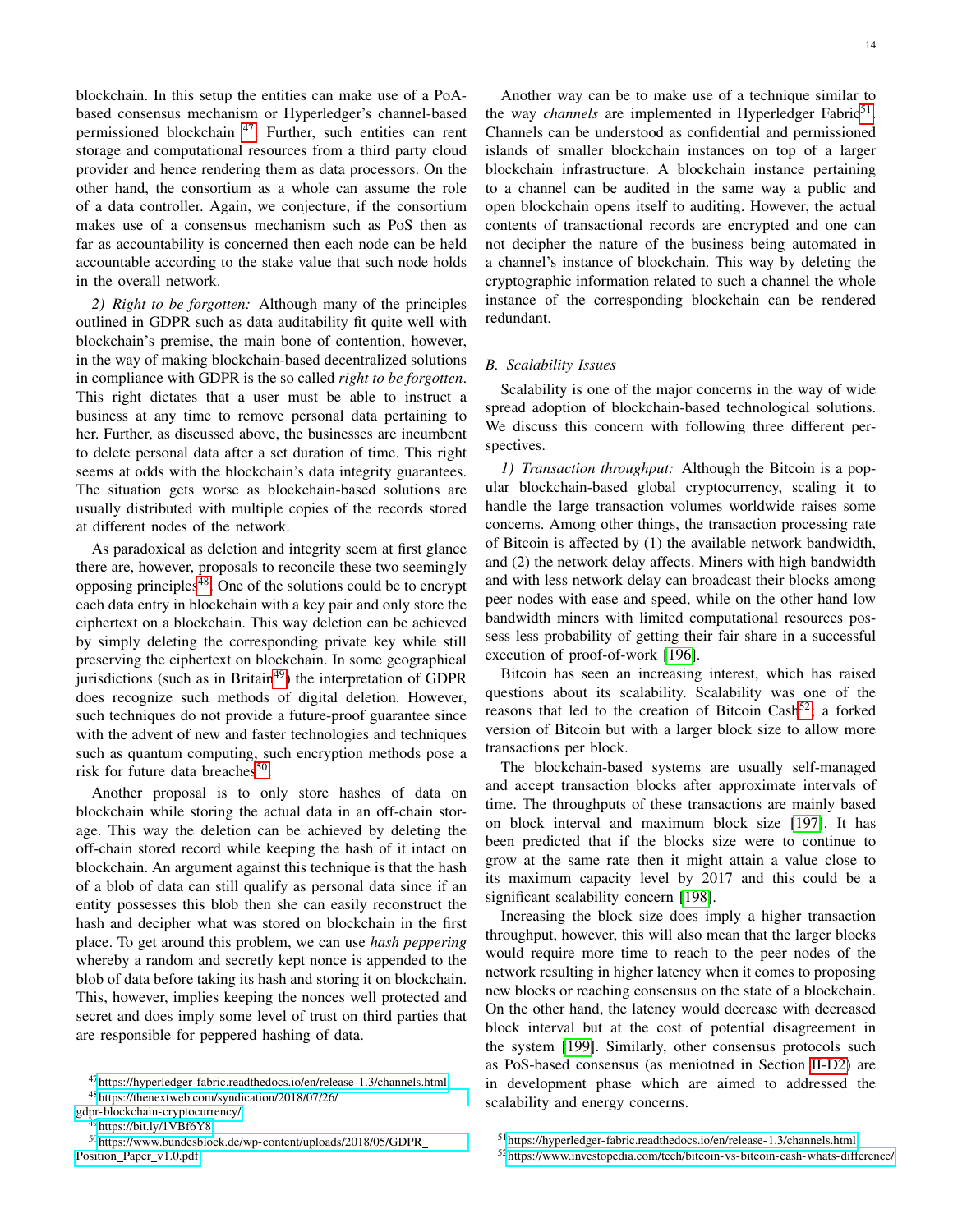blockchain. In this setup the entities can make use of a PoA-based consensus mechanism or Hyperledger's channel-based permissioned blockchain [47]. Further, such entities can rent storage and computational resources from a third party cloud provider and hence rendering them as data processors. On the other hand, the consortium as a whole can assume the role of a data controller. Again, we conjecture, if the consortium makes use of a consensus mechanism such as PoS then as far as accountability is concerned then each node can be held accountable according to the stake value that such node holds in the overall network.

*2) Right to be forgotten:* Although many of the principles outlined in GDPR such as data auditability fit quite well with blockchain's premise, the main bone of contention, however, in the way of making blockchain-based decentralized solutions in compliance with GDPR is the so called *right to be forgotten*. This right dictates that a user must be able to instruct a business at any time to remove personal data pertaining to her. Further, as discussed above, the businesses are incumbent to delete personal data after a set duration of time. This right seems at odds with the blockchain's data integrity guarantees. The situation gets worse as blockchain-based solutions are usually distributed with multiple copies of the records stored at different nodes of the network.

As paradoxical as deletion and integrity seem at first glance there are, however, proposals to reconcile these two seemingly opposing principles[48]. One of the solutions could be to encrypt each data entry in blockchain with a key pair and only store the ciphertext on a blockchain. This way deletion can be achieved by simply deleting the corresponding private key while still preserving the ciphertext on blockchain. In some geographical jurisdictions (such as in Britain[49]) the interpretation of GDPR does recognize such methods of digital deletion. However, such techniques do not provide a future-proof guarantee since with the advent of new and faster technologies and techniques such as quantum computing, such encryption methods pose a risk for future data breaches[50].

Another proposal is to only store hashes of data on blockchain while storing the actual data in an off-chain storage. This way the deletion can be achieved by deleting the off-chain stored record while keeping the hash of it intact on blockchain. An argument against this technique is that the hash of a blob of data can still qualify as personal data since if an entity possesses this blob then she can easily reconstruct the hash and decipher what was stored on blockchain in the first place. To get around this problem, we can use *hash peppering* whereby a random and secretly kept nonce is appended to the blob of data before taking its hash and storing it on blockchain. This, however, implies keeping the nonces well protected and secret and does imply some level of trust on third parties that are responsible for peppered hashing of data.

Another way can be to make use of a technique similar to the way *channels* are implemented in Hyperledger Fabric[51]. Channels can be understood as confidential and permissioned islands of smaller blockchain instances on top of a larger blockchain infrastructure. A blockchain instance pertaining to a channel can be audited in the same way a public and open blockchain opens itself to auditing. However, the actual contents of transactional records are encrypted and one can not decipher the nature of the business being automated in a channel's instance of blockchain. This way by deleting the cryptographic information related to such a channel the whole instance of the corresponding blockchain can be rendered redundant.

## B. Scalability Issues

Scalability is one of the major concerns in the way of wide spread adoption of blockchain-based technological solutions. We discuss this concern with following three different perspectives.

*1) Transaction throughput:* Although the Bitcoin is a popular blockchain-based global cryptocurrency, scaling it to handle the large transaction volumes worldwide raises some concerns. Among other things, the transaction processing rate of Bitcoin is affected by (1) the available network bandwidth, and (2) the network delay affects. Miners with high bandwidth and with less network delay can broadcast their blocks among peer nodes with ease and speed, while on the other hand low bandwidth miners with limited computational resources possess less probability of getting their fair share in a successful execution of proof-of-work [196].

Bitcoin has seen an increasing interest, which has raised questions about its scalability. Scalability was one of the reasons that led to the creation of Bitcoin Cash[52], a forked version of Bitcoin but with a larger block size to allow more transactions per block.

The blockchain-based systems are usually self-managed and accept transaction blocks after approximate intervals of time. The throughputs of these transactions are mainly based on block interval and maximum block size [197]. It has been predicted that if the blocks size were to continue to grow at the same rate then it might attain a value close to its maximum capacity level by 2017 and this could be a significant scalability concern [198].

Increasing the block size does imply a higher transaction throughput, however, this will also mean that the larger blocks would require more time to reach to the peer nodes of the network resulting in higher latency when it comes to proposing new blocks or reaching consensus on the state of a blockchain. On the other hand, the latency would decrease with decreased block interval but at the cost of potential disagreement in the system [199]. Similarly, other consensus protocols such as PoS-based consensus (as meniotned in Section II-D2) are in development phase which are aimed to addressed the scalability and energy concerns.

[47] https://hyperledger-fabric.readthedocs.io/en/release-1.3/channels.html

[48] https://thenextweb.com/syndication/2018/07/26/gdpr-blockchain-cryptocurrency/

[49] https://bit.ly/1VBf6Y8

[50] https://www.bundesblock.de/wp-content/uploads/2018/05/GDPR_Position_Paper_v1.0.pdf

[51] https://hyperledger-fabric.readthedocs.io/en/release-1.3/channels.html

[52] https://www.investopedia.com/tech/bitcoin-vs-bitcoin-cash-whats-difference/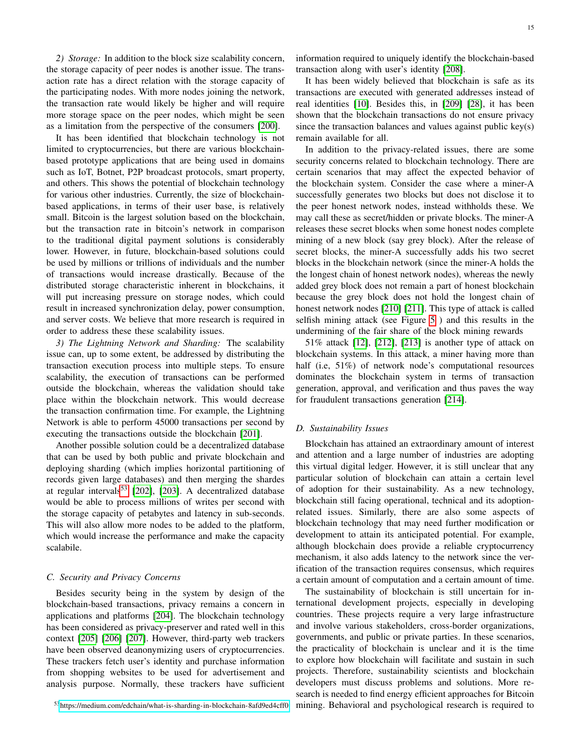*2) Storage:* In addition to the block size scalability concern, the storage capacity of peer nodes is another issue. The transaction rate has a direct relation with the storage capacity of the participating nodes. With more nodes joining the network, the transaction rate would likely be higher and will require more storage space on the peer nodes, which might be seen as a limitation from the perspective of the consumers [200].

It has been identified that blockchain technology is not limited to cryptocurrencies, but there are various blockchain-based prototype applications that are being used in domains such as IoT, Botnet, P2P broadcast protocols, smart property, and others. This shows the potential of blockchain technology for various other industries. Currently, the size of blockchain-based applications, in terms of their user base, is relatively small. Bitcoin is the largest solution based on the blockchain, but the transaction rate in bitcoin's network in comparison to the traditional digital payment solutions is considerably lower. However, in future, blockchain-based solutions could be used by millions or trillions of individuals and the number of transactions would increase drastically. Because of the distributed storage characteristic inherent in blockchains, it will put increasing pressure on storage nodes, which could result in increased synchronization delay, power consumption, and server costs. We believe that more research is required in order to address these these scalability issues.

*3) The Lightning Network and Sharding:* The scalability issue can, up to some extent, be addressed by distributing the transaction execution process into multiple steps. To ensure scalability, the execution of transactions can be performed outside the blockchain, whereas the validation should take place within the blockchain network. This would decrease the transaction confirmation time. For example, the Lightning Network is able to perform 45000 transactions per second by executing the transactions outside the blockchain [201].

Another possible solution could be a decentralized database that can be used by both public and private blockchain and deploying sharding (which implies horizontal partitioning of records given large databases) and then merging the shardes at regular intervals[53] [202], [203]. A decentralized database would be able to process millions of writes per second with the storage capacity of petabytes and latency in sub-seconds. This will also allow more nodes to be added to the platform, which would increase the performance and make the capacity scalabile.

### C. Security and Privacy Concerns

Besides security being in the system by design of the blockchain-based transactions, privacy remains a concern in applications and platforms [204]. The blockchain technology has been considered as privacy-preserver and rated well in this context [205] [206] [207]. However, third-party web trackers have been observed deanonymizing users of cryptocurrencies. These trackers fetch user's identity and purchase information from shopping websites to be used for advertisement and analysis purpose. Normally, these trackers have sufficient information required to uniquely identify the blockchain-based transaction along with user's identity [208].

It has been widely believed that blockchain is safe as its transactions are executed with generated addresses instead of real identities [10]. Besides this, in [209] [28], it has been shown that the blockchain transactions do not ensure privacy since the transaction balances and values against public key(s) remain available for all.

In addition to the privacy-related issues, there are some security concerns related to blockchain technology. There are certain scenarios that may affect the expected behavior of the blockchain system. Consider the case where a miner-A successfully generates two blocks but does not disclose it to the peer honest network nodes, instead withholds these. We may call these as secret/hidden or private blocks. The miner-A releases these secret blocks when some honest nodes complete mining of a new block (say grey block). After the release of secret blocks, the miner-A successfully adds his two secret blocks in the blockchain network (since the miner-A holds the the longest chain of honest network nodes), whereas the newly added grey block does not remain a part of honest blockchain because the grey block does not hold the longest chain of honest network nodes [210] [211]. This type of attack is called selfish mining attack (see Figure 5 ) and this results in the undermining of the fair share of the block mining rewards

51% attack [12], [212], [213] is another type of attack on blockchain systems. In this attack, a miner having more than half (i.e, 51%) of network node's computational resources dominates the blockchain system in terms of transaction generation, approval, and verification and thus paves the way for fraudulent transactions generation [214].

### D. Sustainability Issues

Blockchain has attained an extraordinary amount of interest and attention and a large number of industries are adopting this virtual digital ledger. However, it is still unclear that any particular solution of blockchain can attain a certain level of adoption for their sustainability. As a new technology, blockchain still facing operational, technical and its adoption-related issues. Similarly, there are also some aspects of blockchain technology that may need further modification or development to attain its anticipated potential. For example, although blockchain does provide a reliable cryptocurrency mechanism, it also adds latency to the network since the verification of the transaction requires consensus, which requires a certain amount of computation and a certain amount of time.

The sustainability of blockchain is still uncertain for international development projects, especially in developing countries. These projects require a very large infrastructure and involve various stakeholders, cross-border organizations, governments, and public or private parties. In these scenarios, the practicality of blockchain is unclear and it is the time to explore how blockchain will facilitate and sustain in such projects. Therefore, sustainability scientists and blockchain developers must discuss problems and solutions. More research is needed to find energy efficient approaches for Bitcoin mining. Behavioral and psychological research is required to

[53] https://medium.com/edchain/what-is-sharding-in-blockchain-8afd9ed4cff0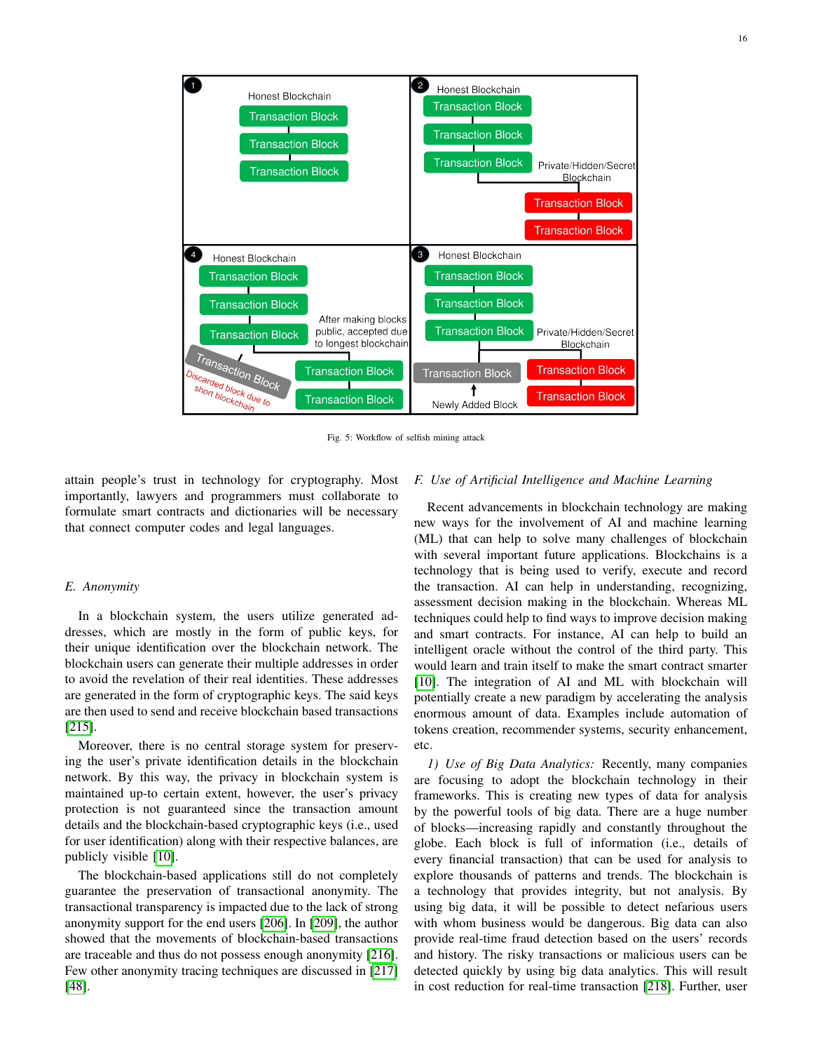Fig. 5: Workflow of selfish mining attack

attain people's trust in technology for cryptography. Most importantly, lawyers and programmers must collaborate to formulate smart contracts and dictionaries will be necessary that connect computer codes and legal languages.

### E. Anonymity

In a blockchain system, the users utilize generated addresses, which are mostly in the form of public keys, for their unique identification over the blockchain network. The blockchain users can generate their multiple addresses in order to avoid the revelation of their real identities. These addresses are generated in the form of cryptographic keys. The said keys are then used to send and receive blockchain based transactions [215].

Moreover, there is no central storage system for preserving the user's private identification details in the blockchain network. By this way, the privacy in blockchain system is maintained up-to certain extent, however, the user's privacy protection is not guaranteed since the transaction amount details and the blockchain-based cryptographic keys (i.e., used for user identification) along with their respective balances, are publicly visible [10].

The blockchain-based applications still do not completely guarantee the preservation of transactional anonymity. The transactional transparency is impacted due to the lack of strong anonymity support for the end users [206]. In [209], the author showed that the movements of blockchain-based transactions are traceable and thus do not possess enough anonymity [216]. Few other anonymity tracing techniques are discussed in [217] [48].

### F. Use of Artificial Intelligence and Machine Learning

Recent advancements in blockchain technology are making new ways for the involvement of AI and machine learning (ML) that can help to solve many challenges of blockchain with several important future applications. Blockchains is a technology that is being used to verify, execute and record the transaction. AI can help in understanding, recognizing, assessment decision making in the blockchain. Whereas ML techniques could help to find ways to improve decision making and smart contracts. For instance, AI can help to build an intelligent oracle without the control of the third party. This would learn and train itself to make the smart contract smarter [10]. The integration of AI and ML with blockchain will potentially create a new paradigm by accelerating the analysis enormous amount of data. Examples include automation of tokens creation, recommender systems, security enhancement, etc.

*1) Use of Big Data Analytics:* Recently, many companies are focusing to adopt the blockchain technology in their frameworks. This is creating new types of data for analysis by the powerful tools of big data. There are a huge number of blocks—increasing rapidly and constantly throughout the globe. Each block is full of information (i.e., details of every financial transaction) that can be used for analysis to explore thousands of patterns and trends. The blockchain is a technology that provides integrity, but not analysis. By using big data, it will be possible to detect nefarious users with whom business would be dangerous. Big data can also provide real-time fraud detection based on the users' records and history. The risky transactions or malicious users can be detected quickly by using big data analytics. This will result in cost reduction for real-time transaction [218]. Further, user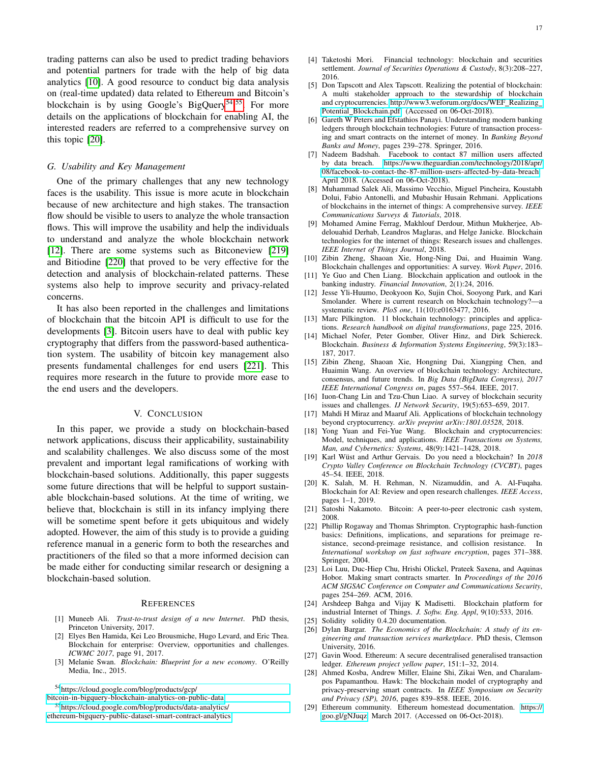trading patterns can also be used to predict trading behaviors and potential partners for trade with the help of big data analytics [10]. A good resource to conduct big data analysis on (real-time updated) data related to Ethereum and Bitcoin's blockchain is by using Google's BigQuery[54,55]. For more details on the applications of blockchain for enabling AI, the interested readers are referred to a comprehensive survey on this topic [20].

### G. Usability and Key Management

One of the primary challenges that any new technology faces is the usability. This issue is more acute in blockchain because of new architecture and high stakes. The transaction flow should be visible to users to analyze the whole transaction flows. This will improve the usability and help the individuals to understand and analyze the whole blockchain network [12]. There are some systems such as Bitconeview [219] and Bitiodine [220] that proved to be very effective for the detection and analysis of blockchain-related patterns. These systems also help to improve security and privacy-related concerns.

It has also been reported in the challenges and limitations of blockchain that the bitcoin API is difficult to use for the developments [3]. Bitcoin users have to deal with public key cryptography that differs from the password-based authentication system. The usability of bitcoin key management also presents fundamental challenges for end users [221]. This requires more research in the future to provide more ease to the end users and the developers.

## V. Conclusion

In this paper, we provide a study on blockchain-based network applications, discuss their applicability, sustainability and scalability challenges. We also discuss some of the most prevalent and important legal ramifications of working with blockchain-based solutions. Additionally, this paper suggests some future directions that will be helpful to support sustainable blockchain-based solutions. At the time of writing, we believe that, blockchain is still in its infancy implying there will be sometime spent before it gets ubiquitous and widely adopted. However, the aim of this study is to provide a guiding reference manual in a generic form to both the researches and practitioners of the filed so that a more informed decision can be made either for conducting similar research or designing a blockchain-based solution.

## References

[1] Muneeb Ali. *Trust-to-trust design of a new Internet*. PhD thesis, Princeton University, 2017.

[2] Elyes Ben Hamida, Kei Leo Brousmiche, Hugo Levard, and Eric Thea. Blockchain for enterprise: Overview, opportunities and challenges. *ICWMC 2017*, page 91, 2017.

[3] Melanie Swan. *Blockchain: Blueprint for a new economy*. O'Reilly Media, Inc., 2015.

[4] Taketoshi Mori. Financial technology: blockchain and securities settlement. *Journal of Securities Operations & Custody*, 8(3):208–227, 2016.

[5] Don Tapscott and Alex Tapscott. Realizing the potential of blockchain: A multi stakeholder approach to the stewardship of blockchain and cryptocurrencies. http://www3.weforum.org/docs/WEF_Realizing_Potential_Blockchain.pdf. (Accessed on 06-Oct-2018).

[6] Gareth W Peters and Efstathios Panayi. Understanding modern banking ledgers through blockchain technologies: Future of transaction processing and smart contracts on the internet of money. In *Banking Beyond Banks and Money*, pages 239–278. Springer, 2016.

[7] Nadeem Badshah. Facebook to contact 87 million users affected by data breach. https://www.theguardian.com/technology/2018/apr/08/facebook-to-contact-the-87-million-users-affected-by-data-breach, April 2018. (Accessed on 06-Oct-2018).

[8] Muhammad Salek Ali, Massimo Vecchio, Miguel Pincheira, Koustabh Dolui, Fabio Antonelli, and Mubashir Husain Rehmani. Applications of blockchains in the internet of things: A comprehensive survey. *IEEE Communications Surveys & Tutorials*, 2018.

[9] Mohamed Amine Ferrag, Makhlouf Derdour, Mithun Mukherjee, Abdelouahid Derhab, Leandros Maglaras, and Helge Janicke. Blockchain technologies for the internet of things: Research issues and challenges. *IEEE Internet of Things Journal*, 2018.

[10] Zibin Zheng, Shaoan Xie, Hong-Ning Dai, and Huaimin Wang. Blockchain challenges and opportunities: A survey. *Work Paper*, 2016.

[11] Ye Guo and Chen Liang. Blockchain application and outlook in the banking industry. *Financial Innovation*, 2(1):24, 2016.

[12] Jesse Yli-Huumo, Deokyoon Ko, Sujin Choi, Sooyong Park, and Kari Smolander. Where is current research on blockchain technology?—a systematic review. *PloS one*, 11(10):e0163477, 2016.

[13] Marc Pilkington. 11 blockchain technology: principles and applications. *Research handbook on digital transformations*, page 225, 2016.

[14] Michael Nofer, Peter Gomber, Oliver Hinz, and Dirk Schiereck. Blockchain. *Business & Information Systems Engineering*, 59(3):183–187, 2017.

[15] Zibin Zheng, Shaoan Xie, Hongning Dai, Xiangping Chen, and Huaimin Wang. An overview of blockchain technology: Architecture, consensus, and future trends. In *Big Data (BigData Congress), 2017 IEEE International Congress on*, pages 557–564. IEEE, 2017.

[16] Iuon-Chang Lin and Tzu-Chun Liao. A survey of blockchain security issues and challenges. *IJ Network Security*, 19(5):653–659, 2017.

[17] Mahdi H Miraz and Maaruf Ali. Applications of blockchain technology beyond cryptocurrency. *arXiv preprint arXiv:1801.03528*, 2018.

[18] Yong Yuan and Fei-Yue Wang. Blockchain and cryptocurrencies: Model, techniques, and applications. *IEEE Transactions on Systems, Man, and Cybernetics: Systems*, 48(9):1421–1428, 2018.

[19] Karl Wüst and Arthur Gervais. Do you need a blockchain? In *2018 Crypto Valley Conference on Blockchain Technology (CVCBT)*, pages 45–54. IEEE, 2018.

[20] K. Salah, M. H. Rehman, N. Nizamuddin, and A. Al-Fuqaha. Blockchain for AI: Review and open research challenges. *IEEE Access*, pages 1–1, 2019.

[21] Satoshi Nakamoto. Bitcoin: A peer-to-peer electronic cash system, 2008.

[22] Phillip Rogaway and Thomas Shrimpton. Cryptographic hash-function basics: Definitions, implications, and separations for preimage resistance, second-preimage resistance, and collision resistance. In *International workshop on fast software encryption*, pages 371–388. Springer, 2004.

[23] Loi Luu, Duc-Hiep Chu, Hrishi Olickel, Prateek Saxena, and Aquinas Hobor. Making smart contracts smarter. In *Proceedings of the 2016 ACM SIGSAC Conference on Computer and Communications Security*, pages 254–269. ACM, 2016.

[24] Arshdeep Bahga and Vijay K Madisetti. Blockchain platform for industrial Internet of Things. *J. Softw. Eng. Appl*, 9(10):533, 2016.

[25] Solidity solidity 0.4.20 documentation.

[26] Dylan Bargar. *The Economics of the Blockchain: A study of its engineering and transaction services marketplace*. PhD thesis, Clemson University, 2016.

[27] Gavin Wood. Ethereum: A secure decentralised generalised transaction ledger. *Ethereum project yellow paper*, 151:1–32, 2014.

[28] Ahmed Kosba, Andrew Miller, Elaine Shi, Zikai Wen, and Charalampos Papamanthou. Hawk: The blockchain model of cryptography and privacy-preserving smart contracts. In *IEEE Symposium on Security and Privacy (SP), 2016*, pages 839–858. IEEE, 2016.

[29] Ethereum community. Ethereum homestead documentation. https://goo.gl/gNJuqz, March 2017. (Accessed on 06-Oct-2018).

[54] https://cloud.google.com/blog/products/gcp/bitcoin-in-bigquery-blockchain-analytics-on-public-data

[55] https://cloud.google.com/blog/products/data-analytics/ethereum-bigquery-public-dataset-smart-contract-analytics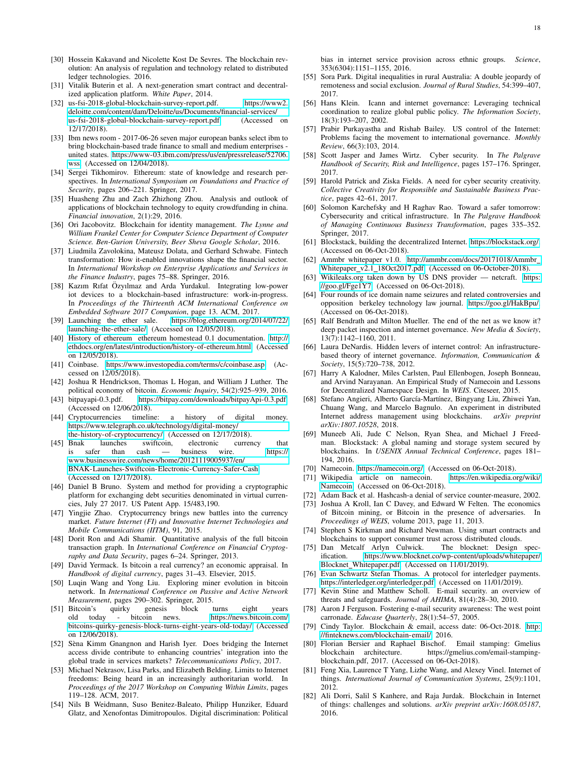[30] Hossein Kakavand and Nicolette Kost De Sevres. The blockchain revolution: An analysis of regulation and technology related to distributed ledger technologies. 2016.

[31] Vitalik Buterin et al. A next-generation smart contract and decentralized application platform. *White Paper*, 2014.

[32] us-fsi-2018-global-blockchain-survey-report.pdf. https://www2.deloitte.com/content/dam/Deloitte/us/Documents/financial-services/us-fsi-2018-global-blockchain-survey-report.pdf (Accessed on 12/17/2018).

[33] Ibm news room - 2017-06-26 seven major european banks select ibm to bring blockchain-based trade finance to small and medium enterprises - united states. https://www-03.ibm.com/press/us/en/pressrelease/52706.wss (Accessed on 12/04/2018).

[34] Sergei Tikhomirov. Ethereum: state of knowledge and research perspectives. In *International Symposium on Foundations and Practice of Security*, pages 206–221. Springer, 2017.

[35] Huasheng Zhu and Zach Zhizhong Zhou. Analysis and outlook of applications of blockchain technology to equity crowdfunding in china. *Financial innovation*, 2(1):29, 2016.

[36] Ori Jacobovitz. Blockchain for identity management. *The Lynne and William Frankel Center for Computer Science Department of Computer Science. Ben-Gurion University, Beer Sheva Google Scholar*, 2016.

[37] Liudmila Zavolokina, Mateusz Dolata, and Gerhard Schwabe. Fintech transformation: How it-enabled innovations shape the financial sector. In *International Workshop on Enterprise Applications and Services in the Finance Industry*, pages 75–88. Springer, 2016.

[38] Kazım Rıfat Özyılmaz and Arda Yurdakul. Integrating low-power iot devices to a blockchain-based infrastructure: work-in-progress. In *Proceedings of the Thirteenth ACM International Conference on Embedded Software 2017 Companion*, page 13. ACM, 2017.

[39] Launching the ether sale. https://blog.ethereum.org/2014/07/22/launching-the-ether-sale/ (Accessed on 12/05/2018).

[40] History of ethereum ethereum homestead 0.1 documentation. http://ethdocs.org/en/latest/introduction/history-of-ethereum.html (Accessed on 12/05/2018).

[41] Coinbase. https://www.investopedia.com/terms/c/coinbase.asp (Accessed on 12/05/2018).

[42] Joshua R Hendrickson, Thomas L Hogan, and William J Luther. The political economy of bitcoin. *Economic Inquiry*, 54(2):925–939, 2016.

[43] bitpayapi-0.3.pdf. https://bitpay.com/downloads/bitpayApi-0.3.pdf (Accessed on 12/06/2018).

[44] Cryptocurrencies timeline: a history of digital money. https://www.telegraph.co.uk/technology/digital-money/the-history-of-cryptocurrency/ (Accessed on 12/17/2018).

[45] Bnak launches swiftcoin, electronic currency that is safer than cash — business wire. https://www.businesswire.com/news/home/20121119005937/en/BNAK-Launches-Swiftcoin-Electronic-Currency-Safer-Cash (Accessed on 12/17/2018).

[46] Daniel B Bruno. System and method for providing a cryptographic platform for exchanging debt securities denominated in virtual currencies, July 27 2017. US Patent App. 15/483,190.

[47] Yingjie Zhao. Cryptocurrency brings new battles into the currency market. *Future Internet (FI) and Innovative Internet Technologies and Mobile Communications (IITM)*, 91, 2015.

[48] Dorit Ron and Adi Shamir. Quantitative analysis of the full bitcoin transaction graph. In *International Conference on Financial Cryptography and Data Security*, pages 6–24. Springer, 2013.

[49] David Yermack. Is bitcoin a real currency? an economic appraisal. In *Handbook of digital currency*, pages 31–43. Elsevier, 2015.

[50] Luqin Wang and Yong Liu. Exploring miner evolution in bitcoin network. In *International Conference on Passive and Active Network Measurement*, pages 290–302. Springer, 2015.

[51] Bitcoin's quirky genesis block turns eight years old today - bitcoin news. https://news.bitcoin.com/bitcoins-quirky-genesis-block-turns-eight-years-old-today/ (Accessed on 12/06/2018).

[52] Sèna Kimm Gnangnon and Harish Iyer. Does bridging the Internet access divide contribute to enhancing countries' integration into the global trade in services markets? *Telecommunications Policy*, 2017.

[53] Michael Nekrasov, Lisa Parks, and Elizabeth Belding. Limits to Internet freedoms: Being heard in an increasingly authoritarian world. In *Proceedings of the 2017 Workshop on Computing Within Limits*, pages 119–128. ACM, 2017.

[54] Nils B Weidmann, Suso Benitez-Baleato, Philipp Hunziker, Eduard Glatz, and Xenofontas Dimitropoulos. Digital discrimination: Political bias in internet service provision across ethnic groups. *Science*, 353(6304):1151–1155, 2016.

[55] Sora Park. Digital inequalities in rural Australia: A double jeopardy of remoteness and social exclusion. *Journal of Rural Studies*, 54:399–407, 2017.

[56] Hans Klein. Icann and internet governance: Leveraging technical coordination to realize global public policy. *The Information Society*, 18(3):193–207, 2002.

[57] Prabir Purkayastha and Rishab Bailey. US control of the Internet: Problems facing the movement to international governance. *Monthly Review*, 66(3):103, 2014.

[58] Scott Jasper and James Wirtz. Cyber security. In *The Palgrave Handbook of Security, Risk and Intelligence*, pages 157–176. Springer, 2017.

[59] Harold Patrick and Ziska Fields. A need for cyber security creativity. *Collective Creativity for Responsible and Sustainable Business Practice*, pages 42–61, 2017.

[60] Solomon Karchefsky and H Raghav Rao. Toward a safer tomorrow: Cybersecurity and critical infrastructure. In *The Palgrave Handbook of Managing Continuous Business Transformation*, pages 335–352. Springer, 2017.

[61] Blockstack, building the decentralized Internet. https://blockstack.org/ (Accessed on 06-Oct-2018).

[62] Ammbr whitepaper v1.0. http://ammbr.com/docs/20171018/Ammbr_Whitepaper_v2.1_18Oct2017.pdf (Accessed on 06-October-2018).

[63] Wikileaks.org taken down by US DNS provider — netcraft. https://goo.gl/Fge1Y7 (Accessed on 06-Oct-2018).

[64] Four rounds of ice domain name seizures and related controversies and opposition berkeley technology law journal. https://goo.gl/HakBpu/ (Accessed on 06-Oct-2018).

[65] Ralf Bendrath and Milton Mueller. The end of the net as we know it? deep packet inspection and internet governance. *New Media & Society*, 13(7):1142–1160, 2011.

[66] Laura DeNardis. Hidden levers of internet control: An infrastructure-based theory of internet governance. *Information, Communication & Society*, 15(5):720–738, 2012.

[67] Harry A Kalodner, Miles Carlsten, Paul Ellenbogen, Joseph Bonneau, and Arvind Narayanan. An Empirical Study of Namecoin and Lessons for Decentralized Namespace Design. In *WEIS*. Citeseer, 2015.

[68] Stefano Angieri, Alberto García-Martínez, Bingyang Liu, Zhiwei Yan, Chuang Wang, and Marcelo Bagnulo. An experiment in distributed Internet address management using blockchains. *arXiv preprint arXiv:1807.10528*, 2018.

[69] Muneeb Ali, Jude C Nelson, Ryan Shea, and Michael J Freedman. Blockstack: A global naming and storage system secured by blockchains. In *USENIX Annual Technical Conference*, pages 181–194, 2016.

[70] Namecoin. https://namecoin.org/ (Accessed on 06-Oct-2018).

[71] Wikipedia article on namecoin. https://en.wikipedia.org/wiki/Namecoin (Accessed on 06-Oct-2018).

[72] Adam Back et al. Hashcash-a denial of service counter-measure, 2002.

[73] Joshua A Kroll, Ian C Davey, and Edward W Felten. The economics of Bitcoin mining, or Bitcoin in the presence of adversaries. In *Proceedings of WEIS*, volume 2013, page 11, 2013.

[74] Stephen S Kirkman and Richard Newman. Using smart contracts and blockchains to support consumer trust across distributed clouds.

[75] Dan Metcalf Arlyn Culwick. The blocknet: Design specification. https://www.blocknet.co/wp-content/uploads/whitepaper/Blocknet_Whitepaper.pdf (Accessed on 11/01/2019).

[76] Evan Schwartz Stefan Thomas. A protocol for interledger payments. https://interledger.org/interledger.pdf (Accessed on 11/01/2019).

[77] Kevin Stine and Matthew Scholl. E-mail security. an overview of threats and safeguards. *Journal of AHIMA*, 81(4):28–30, 2010.

[78] Aaron J Ferguson. Fostering e-mail security awareness: The west point carronade. *Educase Quarterly*, 28(1):54–57, 2005.

[79] Cindy Taylor. Blockchain & email, access date: 06-Oct-2018. http://finteknews.com/blockchain-email/, 2016.

[80] Florian Bersier and Raphael Bischof. Email stamping: Gmelius blockchain architecture. https://gmelius.com/email-stamping-blockchain.pdf, 2017. (Accessed on 06-Oct-2018).

[81] Feng Xia, Laurence T Yang, Lizhe Wang, and Alexey Vinel. Internet of things. *International Journal of Communication Systems*, 25(9):1101, 2012.

[82] Ali Dorri, Salil S Kanhere, and Raja Jurdak. Blockchain in Internet of things: challenges and solutions. *arXiv preprint arXiv:1608.05187*, 2016.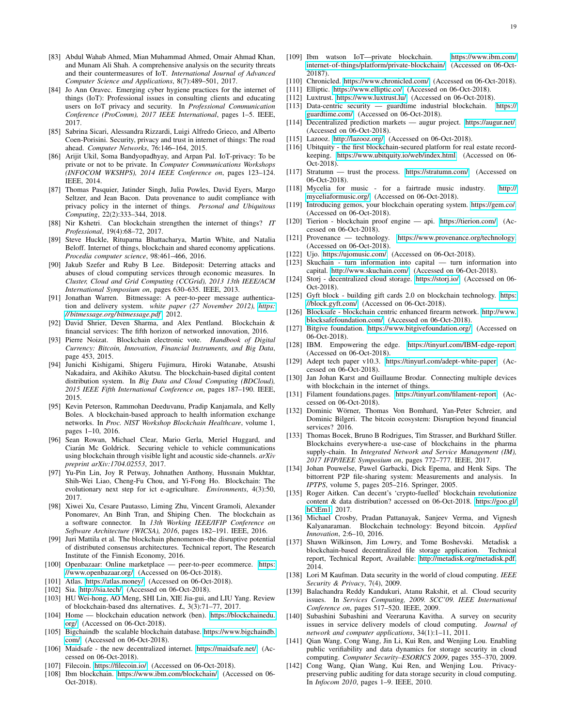[83] Abdul Wahab Ahmed, Mian Muhammad Ahmed, Omair Ahmad Khan, and Munam Ali Shah. A comprehensive analysis on the security threats and their countermeasures of IoT. *International Journal of Advanced Computer Science and Applications*, 8(7):489–501, 2017.

[84] Jo Ann Oravec. Emerging cyber hygiene practices for the internet of things (IoT): Professional issues in consulting clients and educating users on IoT privacy and security. In *Professional Communication Conference (ProComm), 2017 IEEE International*, pages 1–5. IEEE, 2017.

[85] Sabrina Sicari, Alessandra Rizzardi, Luigi Alfredo Grieco, and Alberto Coen-Porisini. Security, privacy and trust in internet of things: The road ahead. *Computer Networks*, 76:146–164, 2015.

[86] Arijit Ukil, Soma Bandyopadhyay, and Arpan Pal. IoT-privacy: To be private or not to be private. In *Computer Communications Workshops (INFOCOM WKSHPS), 2014 IEEE Conference on*, pages 123–124. IEEE, 2014.

[87] Thomas Pasquier, Jatinder Singh, Julia Powles, David Eyers, Margo Seltzer, and Jean Bacon. Data provenance to audit compliance with privacy policy in the internet of things. *Personal and Ubiquitous Computing*, 22(2):333–344, 2018.

[88] Nir Kshetri. Can blockchain strengthen the internet of things? *IT Professional*, 19(4):68–72, 2017.

[89] Steve Huckle, Rituparna Bhattacharya, Martin White, and Natalia Beloff. Internet of things, blockchain and shared economy applications. *Procedia computer science*, 98:461–466, 2016.

[90] Jakub Szefer and Ruby B Lee. Bitdeposit: Deterring attacks and abuses of cloud computing services through economic measures. In *Cluster, Cloud and Grid Computing (CCGrid), 2013 13th IEEE/ACM International Symposium on*, pages 630–635. IEEE, 2013.

[91] Jonathan Warren. Bitmessage: A peer-to-peer message authentication and delivery system. *white paper (27 November 2012), https://bitmessage.org/bitmessage.pdf*, 2012.

[92] David Shrier, Deven Sharma, and Alex Pentland. Blockchain & financial services: The fifth horizon of networked innovation, 2016.

[93] Pierre Noizat. Blockchain electronic vote. *Handbook of Digital Currency: Bitcoin, Innovation, Financial Instruments, and Big Data*, page 453, 2015.

[94] Junichi Kishigami, Shigeru Fujimura, Hiroki Watanabe, Atsushi Nakadaira, and Akihiko Akutsu. The blockchain-based digital content distribution system. In *Big Data and Cloud Computing (BDCloud), 2015 IEEE Fifth International Conference on*, pages 187–190. IEEE, 2015.

[95] Kevin Peterson, Rammohan Deeduvanu, Pradip Kanjamala, and Kelly Boles. A blockchain-based approach to health information exchange networks. In *Proc. NIST Workshop Blockchain Healthcare*, volume 1, pages 1–10, 2016.

[96] Sean Rowan, Michael Clear, Mario Gerla, Meriel Huggard, and Ciarán Mc Goldrick. Securing vehicle to vehicle communications using blockchain through visible light and acoustic side-channels. *arXiv preprint arXiv:1704.02553*, 2017.

[97] Yu-Pin Lin, Joy R Petway, Johnathen Anthony, Hussnain Mukhtar, Shih-Wei Liao, Cheng-Fu Chou, and Yi-Fong Ho. Blockchain: The evolutionary next step for ict e-agriculture. *Environments*, 4(3):50, 2017.

[98] Xiwei Xu, Cesare Pautasso, Liming Zhu, Vincent Gramoli, Alexander Ponomarev, An Binh Tran, and Shiping Chen. The blockchain as a software connector. In *13th Working IEEE/IFIP Conference on Software Architecture (WICSA), 2016*, pages 182–191. IEEE, 2016.

[99] Juri Mattila et al. The blockchain phenomenon–the disruptive potential of distributed consensus architectures. Technical report, The Research Institute of the Finnish Economy, 2016.

[100] Openbazaar: Online marketplace — peer-to-peer ecommerce. https://www.openbazaar.org/. (Accessed on 06-Oct-2018).

[101] Atlas. https://atlas.money/. (Accessed on 06-Oct-2018).

[102] Sia. http://sia.tech/. (Accessed on 06-Oct-2018).

[103] HU Wei-hong, AO Meng, SHI Lin, XIE Jia-gui, and LIU Yang. Review of blockchain-based dns alternatives. *Ł*, 3(3):71–77, 2017.

[104] Home — blockchain education network (ben). https://blockchainedu.org/. (Accessed on 06-Oct-2018).

[105] Bigchaindb the scalable blockchain database. https://www.bigchaindb.com/. (Accessed on 06-Oct-2018).

[106] Maidsafe - the new decentralized internet. https://maidsafe.net/. (Accessed on 06-Oct-2018).

[107] Filecoin. https://filecoin.io/. (Accessed on 06-Oct-2018).

[108] Ibm blockchain. https://www.ibm.com/blockchain/. (Accessed on 06-Oct-2018).

[109] Ibm watson IoT—private blockchain. https://www.ibm.com/internet-of-things/platform/private-blockchain/. (Accessed on 06-Oct-20187).

[110] Chronicled. https://www.chronicled.com/. (Accessed on 06-Oct-2018).

[111] Elliptic. https://www.elliptic.co/. (Accessed on 06-Oct-2018).

[112] Luxtrust. https://www.luxtrust.lu/. (Accessed on 06-Oct-2018).

[113] Data-centric security — guardtime industrial blockchain. https://guardtime.com/. (Accessed on 06-Oct-2018).

[114] Decentralized prediction markets — augur project. https://augur.net/. (Accessed on 06-Oct-2018).

[115] Lazooz. http://lazooz.org/. (Accessed on 06-Oct-2018).

[116] Ubitquity - the first blockchain-secured platform for real estate recordkeeping. https://www.ubitquity.io/web/index.html. (Accessed on 06-Oct-2018).

[117] Stratumn — trust the process. https://stratumn.com/. (Accessed on 06-Oct-2018).

[118] Mycelia for music - for a fairtrade music industry. http://myceliaformusic.org/. (Accessed on 06-Oct-2018).

[119] Introducing gemos, your blockchain operating system. https://gem.co/. (Accessed on 06-Oct-2018).

[120] Tierion - blockchain proof engine — api. https://tierion.com/. (Accessed on 06-Oct-2018).

[121] Provenance — technology. https://www.provenance.org/technology. (Accessed on 06-Oct-2018).

[122] Ujo. https://ujomusic.com/. (Accessed on 06-Oct-2018).

[123] Skuchain - turn information into capital — turn information into capital. http://www.skuchain.com/. (Accessed on 06-Oct-2018).

[124] Storj - decentralized cloud storage. https://storj.io/. (Accessed on 06-Oct-2018).

[125] Gyft block - building gift cards 2.0 on blockchain technology. https://block.gyft.com/. (Accessed on 06-Oct-2018).

[126] Blocksafe - blockchain centric enhanced firearm network. http://www.blocksafefoundation.com/. (Accessed on 06-Oct-2018).

[127] Bitgive foundation. https://www.bitgivefoundation.org/. (Accessed on 06-Oct-2018).

[128] IBM. Empowering the edge. https://tinyurl.com/IBM-edge-report. (Accessed on 06-Oct-2018).

[129] Adept tech paper v10.3. https://tinyurl.com/adept-white-paper. (Accessed on 06-Oct-2018).

[130] Jan Johan Karst and Guillaume Brodar. Connecting multiple devices with blockchain in the internet of things.

[131] Filament foundations.pages. https://tinyurl.com/filament-report. (Accessed on 06-Oct-2018).

[132] Dominic Wörner, Thomas Von Bomhard, Yan-Peter Schreier, and Dominic Bilgeri. The bitcoin ecosystem: Disruption beyond financial services? 2016.

[133] Thomas Bocek, Bruno B Rodrigues, Tim Strasser, and Burkhard Stiller. Blockchains everywhere-a use-case of blockchains in the pharma supply-chain. In *Integrated Network and Service Management (IM), 2017 IFIP/IEEE Symposium on*, pages 772–777. IEEE, 2017.

[134] Johan Pouwelse, Pawel Garbacki, Dick Epema, and Henk Sips. The bittorrent P2P file-sharing system: Measurements and analysis. In *IPTPS*, volume 5, pages 205–216. Springer, 2005.

[135] Roger Aitken. Can decent's 'crypto-fuelled' blockchain revolutionize content & data distribution? accessed on 06-Oct-2018. https://goo.gl/hCtEm1, 2017.

[136] Michael Crosby, Pradan Pattanayak, Sanjeev Verma, and Vignesh Kalyanaraman. Blockchain technology: Beyond bitcoin. *Applied Innovation*, 2:6–10, 2016.

[137] Shawn Wilkinson, Jim Lowry, and Tome Boshevski. Metadisk a blockchain-based decentralized file storage application. Technical report, Technical Report, Available: http://metadisk.org/metadisk.pdf, 2014.

[138] Lori M Kaufman. Data security in the world of cloud computing. *IEEE Security & Privacy*, 7(4), 2009.

[139] Balachandra Reddy Kandukuri, Atanu Rakshit, et al. Cloud security issues. In *Services Computing, 2009. SCC'09. IEEE International Conference on*, pages 517–520. IEEE, 2009.

[140] Subashini Subashini and Veeraruna Kavitha. A survey on security issues in service delivery models of cloud computing. *Journal of network and computer applications*, 34(1):1–11, 2011.

[141] Qian Wang, Cong Wang, Jin Li, Kui Ren, and Wenjing Lou. Enabling public verifiability and data dynamics for storage security in cloud computing. *Computer Security–ESORICS 2009*, pages 355–370, 2009.

[142] Cong Wang, Qian Wang, Kui Ren, and Wenjing Lou. Privacy-preserving public auditing for data storage security in cloud computing. In *Infocom 2010*, pages 1–9. IEEE, 2010.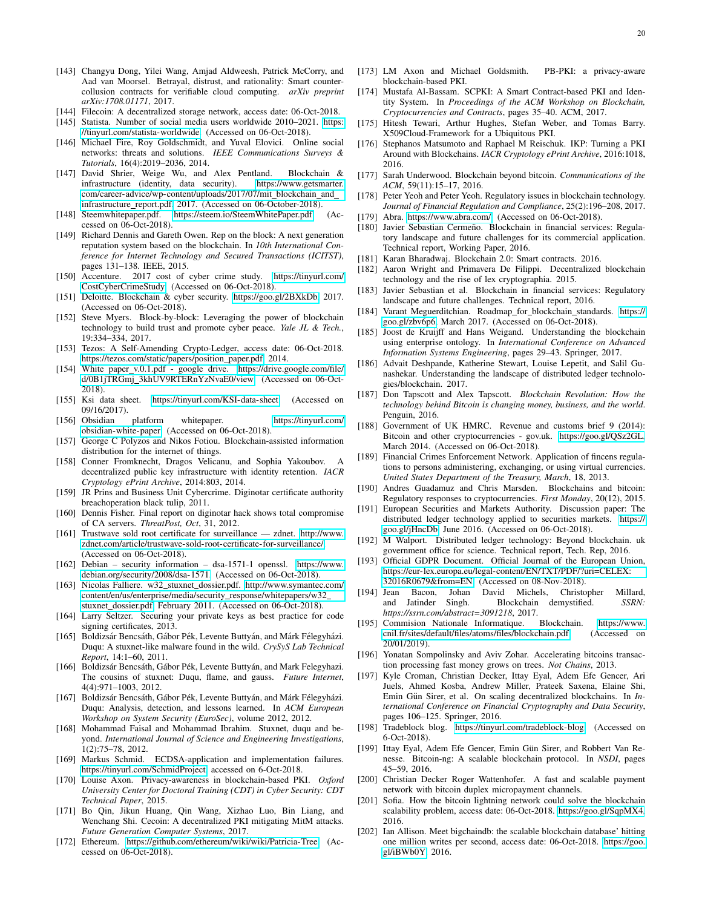[143] Changyu Dong, Yilei Wang, Amjad Aldweesh, Patrick McCorry, and Aad van Moorsel. Betrayal, distrust, and rationality: Smart counter-collusion contracts for verifiable cloud computing. *arXiv preprint arXiv:1708.01171*, 2017.

[144] Filecoin: A decentralized storage network, access date: 06-Oct-2018.

[145] Statista. Number of social media users worldwide 2010–2021. https://tinyurl.com/statista-worldwide. (Accessed on 06-Oct-2018).

[146] Michael Fire, Roy Goldschmidt, and Yuval Elovici. Online social networks: threats and solutions. *IEEE Communications Surveys & Tutorials*, 16(4):2019–2036, 2014.

[147] David Shrier, Weige Wu, and Alex Pentland. Blockchain & infrastructure (identity, data security). https://www.getsmarter.com/career-advice/wp-content/uploads/2017/07/mit_blockchain_and_infrastructure_report.pdf, 2017. (Accessed on 06-October-2018).

[148] Steemwhitepaper.pdf. https://steem.io/SteemWhitePaper.pdf. (Accessed on 06-Oct-2018).

[149] Richard Dennis and Gareth Owen. Rep on the block: A next generation reputation system based on the blockchain. In *10th International Conference for Internet Technology and Secured Transactions (ICITST)*, pages 131–138. IEEE, 2015.

[150] Accenture. 2017 cost of cyber crime study. https://tinyurl.com/CostCyberCrimeStudy. (Accessed on 06-Oct-2018).

[151] Deloitte. Blockchain & cyber security. https://goo.gl/2BXkDb, 2017. (Accessed on 06-Oct-2018).

[152] Steve Myers. Block-by-block: Leveraging the power of blockchain technology to build trust and promote cyber peace. *Yale JL & Tech.*, 19:334–334, 2017.

[153] Tezos: A Self-Amending Crypto-Ledger, access date: 06-Oct-2018. https://tezos.com/static/papers/position_paper.pdf, 2014.

[154] White paper_v.0.1.pdf - google drive. https://drive.google.com/file/d/0B1jTRGmj_3khUV9RTERnYzNvaE0/view. (Accessed on 06-Oct-2018).

[155] Ksi data sheet. https://tinyurl.com/KSI-data-sheet. (Accessed on 09/16/2017).

[156] Obsidian platform whitepaper. https://tinyurl.com/obsidian-white-paper. (Accessed on 06-Oct-2018).

[157] George C Polyzos and Nikos Fotiou. Blockchain-assisted information distribution for the internet of things.

[158] Conner Fromknecht, Dragos Velicanu, and Sophia Yakoubov. A decentralized public key infrastructure with identity retention. *IACR Cryptology ePrint Archive*, 2014:803, 2014.

[159] JR Prins and Business Unit Cybercrime. Diginotar certificate authority breachoperation black tulip, 2011.

[160] Dennis Fisher. Final report on diginotar hack shows total compromise of CA servers. *ThreatPost, Oct*, 31, 2012.

[161] Trustwave sold root certificate for surveillance — zdnet. http://www.zdnet.com/article/trustwave-sold-root-certificate-for-surveillance/. (Accessed on 06-Oct-2018).

[162] Debian – security information – dsa-1571-1 openssl. https://www.debian.org/security/2008/dsa-1571. (Accessed on 06-Oct-2018).

[163] Nicolas Falliere. w32_stuxnet_dossier.pdf. http://www.symantec.com/content/en/us/enterprise/media/security_response/whitepapers/w32_stuxnet_dossier.pdf, February 2011. (Accessed on 06-Oct-2018).

[164] Larry Seltzer. Securing your private keys as best practice for code signing certificates, 2013.

[165] Boldizsár Bencsáth, Gábor Pék, Levente Buttyán, and Márk Félegyházi. Duqu: A stuxnet-like malware found in the wild. *CrySyS Lab Technical Report*, 14:1–60, 2011.

[166] Boldizsár Bencsáth, Gábor Pék, Levente Buttyán, and Mark Felegyhazi. The cousins of stuxnet: Duqu, flame, and gauss. *Future Internet*, 4(4):971–1003, 2012.

[167] Boldizsár Bencsáth, Gábor Pék, Levente Buttyán, and Márk Félegyházi. Duqu: Analysis, detection, and lessons learned. In *ACM European Workshop on System Security (EuroSec)*, volume 2012, 2012.

[168] Mohammad Faisal and Mohammad Ibrahim. Stuxnet, duqu and beyond. *International Journal of Science and Engineering Investigations*, 1(2):75–78, 2012.

[169] Markus Schmid. ECDSA-application and implementation failures. https://tinyurl.com/SchmidProject, accessed on 6-Oct-2018.

[170] Louise Axon. Privacy-awareness in blockchain-based PKI. *Oxford University Center for Doctoral Training (CDT) in Cyber Security: CDT Technical Paper*, 2015.

[171] Bo Qin, Jikun Huang, Qin Wang, Xizhao Luo, Bin Liang, and Wenchang Shi. Cecoin: A decentralized PKI mitigating MitM attacks. *Future Generation Computer Systems*, 2017.

[172] Ethereum. https://github.com/ethereum/wiki/wiki/Patricia-Tree. (Accessed on 06-Oct-2018).

[173] LM Axon and Michael Goldsmith. PB-PKI: a privacy-aware blockchain-based PKI.

[174] Mustafa Al-Bassam. SCPKI: A Smart Contract-based PKI and Identity System. In *Proceedings of the ACM Workshop on Blockchain, Cryptocurrencies and Contracts*, pages 35–40. ACM, 2017.

[175] Hitesh Tewari, Arthur Hughes, Stefan Weber, and Tomas Barry. X509Cloud-Framework for a Ubiquitous PKI.

[176] Stephanos Matsumoto and Raphael M Reischuk. IKP: Turning a PKI Around with Blockchains. *IACR Cryptology ePrint Archive*, 2016:1018, 2016.

[177] Sarah Underwood. Blockchain beyond bitcoin. *Communications of the ACM*, 59(11):15–17, 2016.

[178] Peter Yeoh and Peter Yeoh. Regulatory issues in blockchain technology. *Journal of Financial Regulation and Compliance*, 25(2):196–208, 2017.

[179] Abra. https://www.abra.com/. (Accessed on 06-Oct-2018).

[180] Javier Sebastian Cermeño. Blockchain in financial services: Regulatory landscape and future challenges for its commercial application. Technical report, Working Paper, 2016.

[181] Karan Bharadwaj. Blockchain 2.0: Smart contracts. 2016.

[182] Aaron Wright and Primavera De Filippi. Decentralized blockchain technology and the rise of lex cryptographia. 2015.

[183] Javier Sebastian et al. Blockchain in financial services: Regulatory landscape and future challenges. Technical report, 2016.

[184] Varant Meguerditchian. Roadmap_for_blockchain_standards. https://goo.gl/zbv6p6, March 2017. (Accessed on 06-Oct-2018).

[185] Joost de Kruijff and Hans Weigand. Understanding the blockchain using enterprise ontology. In *International Conference on Advanced Information Systems Engineering*, pages 29–43. Springer, 2017.

[186] Advait Deshpande, Katherine Stewart, Louise Lepetit, and Salil Gunashekar. Understanding the landscape of distributed ledger technologies/blockchain. 2017.

[187] Don Tapscott and Alex Tapscott. *Blockchain Revolution: How the technology behind Bitcoin is changing money, business, and the world*. Penguin, 2016.

[188] Government of UK HMRC. Revenue and customs brief 9 (2014): Bitcoin and other cryptocurrencies - gov.uk. https://goo.gl/QSz2GL, March 2014. (Accessed on 06-Oct-2018).

[189] Financial Crimes Enforcement Network. Application of fincens regulations to persons administering, exchanging, or using virtual currencies. *United States Department of the Treasury, March*, 18, 2013.

[190] Andres Guadamuz and Chris Marsden. Blockchains and bitcoin: Regulatory responses to cryptocurrencies. *First Monday*, 20(12), 2015.

[191] European Securities and Markets Authority. Discussion paper: The distributed ledger technology applied to securities markets. https://goo.gl/jHncDb, June 2016. (Accessed on 06-Oct-2018).

[192] M Walport. Distributed ledger technology: Beyond blockchain. uk government office for science. Technical report, Tech. Rep, 2016.

[193] Official GDPR Document. Official Journal of the European Union, https://eur-lex.europa.eu/legal-content/EN/TXT/PDF/?uri=CELEX:32016R0679&from=EN. (Accessed on 08-Nov-2018).

[194] Jean Bacon, Johan David Michels, Christopher Millard, and Jatinder Singh. Blockchain demystified. *SSRN: https://ssrn.com/abstract=3091218*, 2017.

[195] Commision Nationale Informatique. Blockchain. https://www.cnil.fr/sites/default/files/atoms/files/blockchain.pdf. (Accessed on 20/01/2019).

[196] Yonatan Sompolinsky and Aviv Zohar. Accelerating bitcoins transaction processing fast money grows on trees. *Not Chains*, 2013.

[197] Kyle Croman, Christian Decker, Ittay Eyal, Adem Efe Gencer, Ari Juels, Ahmed Kosba, Andrew Miller, Prateek Saxena, Elaine Shi, Emin Gün Sirer, et al. On scaling decentralized blockchains. In *International Conference on Financial Cryptography and Data Security*, pages 106–125. Springer, 2016.

[198] Tradeblock blog. https://tinyurl.com/tradeblock-blog. (Accessed on 6-Oct-2018).

[199] Ittay Eyal, Adem Efe Gencer, Emin Gün Sirer, and Robbert Van Renesse. Bitcoin-ng: A scalable blockchain protocol. In *NSDI*, pages 45–59, 2016.

[200] Christian Decker Roger Wattenhofer. A fast and scalable payment network with bitcoin duplex micropayment channels.

[201] Sofia. How the bitcoin lightning network could solve the blockchain scalability problem, access date: 06-Oct-2018. https://goo.gl/SqpMX4, 2016.

[202] Ian Allison. Meet bigchaindb: the scalable blockchain database' hitting one million writes per second, access date: 06-Oct-2018. https://goo.gl/iBWb0Y, 2016.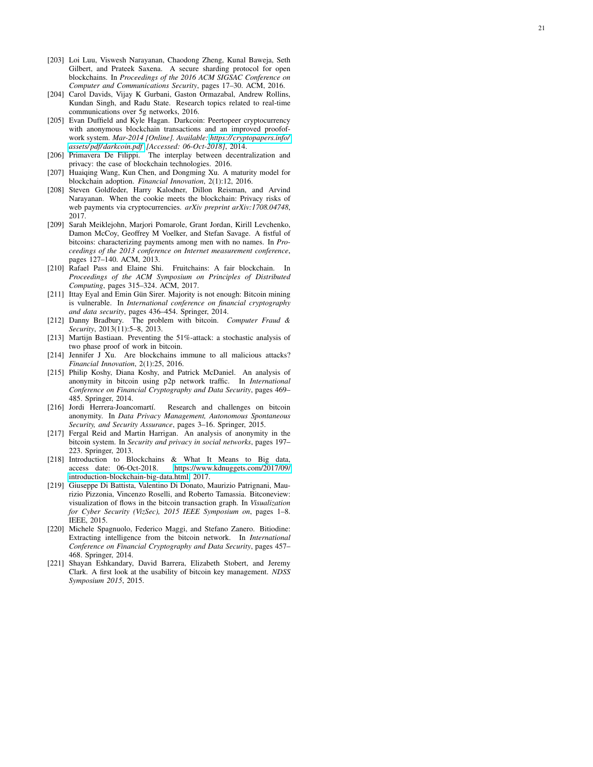[203] Loi Luu, Viswesh Narayanan, Chaodong Zheng, Kunal Baweja, Seth Gilbert, and Prateek Saxena. A secure sharding protocol for open blockchains. In *Proceedings of the 2016 ACM SIGSAC Conference on Computer and Communications Security*, pages 17–30. ACM, 2016.

[204] Carol Davids, Vijay K Gurbani, Gaston Ormazabal, Andrew Rollins, Kundan Singh, and Radu State. Research topics related to real-time communications over 5g networks, 2016.

[205] Evan Duffield and Kyle Hagan. Darkcoin: Peertopeer cryptocurrency with anonymous blockchain transactions and an improved proofofwork system. *Mar-2014 [Online]. Available: https://cryptopapers.info/assets/pdf/darkcoin.pdf [Accessed: 06-Oct-2018]*, 2014.

[206] Primavera De Filippi. The interplay between decentralization and privacy: the case of blockchain technologies. 2016.

[207] Huaiqing Wang, Kun Chen, and Dongming Xu. A maturity model for blockchain adoption. *Financial Innovation*, 2(1):12, 2016.

[208] Steven Goldfeder, Harry Kalodner, Dillon Reisman, and Arvind Narayanan. When the cookie meets the blockchain: Privacy risks of web payments via cryptocurrencies. *arXiv preprint arXiv:1708.04748*, 2017.

[209] Sarah Meiklejohn, Marjori Pomarole, Grant Jordan, Kirill Levchenko, Damon McCoy, Geoffrey M Voelker, and Stefan Savage. A fistful of bitcoins: characterizing payments among men with no names. In *Proceedings of the 2013 conference on Internet measurement conference*, pages 127–140. ACM, 2013.

[210] Rafael Pass and Elaine Shi. Fruitchains: A fair blockchain. In *Proceedings of the ACM Symposium on Principles of Distributed Computing*, pages 315–324. ACM, 2017.

[211] Ittay Eyal and Emin Gün Sirer. Majority is not enough: Bitcoin mining is vulnerable. In *International conference on financial cryptography and data security*, pages 436–454. Springer, 2014.

[212] Danny Bradbury. The problem with bitcoin. *Computer Fraud & Security*, 2013(11):5–8, 2013.

[213] Martijn Bastiaan. Preventing the 51%-attack: a stochastic analysis of two phase proof of work in bitcoin.

[214] Jennifer J Xu. Are blockchains immune to all malicious attacks? *Financial Innovation*, 2(1):25, 2016.

[215] Philip Koshy, Diana Koshy, and Patrick McDaniel. An analysis of anonymity in bitcoin using p2p network traffic. In *International Conference on Financial Cryptography and Data Security*, pages 469–485. Springer, 2014.

[216] Jordi Herrera-Joancomartí. Research and challenges on bitcoin anonymity. In *Data Privacy Management, Autonomous Spontaneous Security, and Security Assurance*, pages 3–16. Springer, 2015.

[217] Fergal Reid and Martin Harrigan. An analysis of anonymity in the bitcoin system. In *Security and privacy in social networks*, pages 197–223. Springer, 2013.

[218] Introduction to Blockchains & What It Means to Big data, access date: 06-Oct-2018. https://www.kdnuggets.com/2017/09/introduction-blockchain-big-data.html, 2017.

[219] Giuseppe Di Battista, Valentino Di Donato, Maurizio Patrignani, Maurizio Pizzonia, Vincenzo Roselli, and Roberto Tamassia. Bitconeview: visualization of flows in the bitcoin transaction graph. In *Visualization for Cyber Security (VizSec), 2015 IEEE Symposium on*, pages 1–8. IEEE, 2015.

[220] Michele Spagnuolo, Federico Maggi, and Stefano Zanero. Bitiodine: Extracting intelligence from the bitcoin network. In *International Conference on Financial Cryptography and Data Security*, pages 457–468. Springer, 2014.

[221] Shayan Eshkandary, David Barrera, Elizabeth Stobert, and Jeremy Clark. A first look at the usability of bitcoin key management. *NDSS Symposium 2015*, 2015.